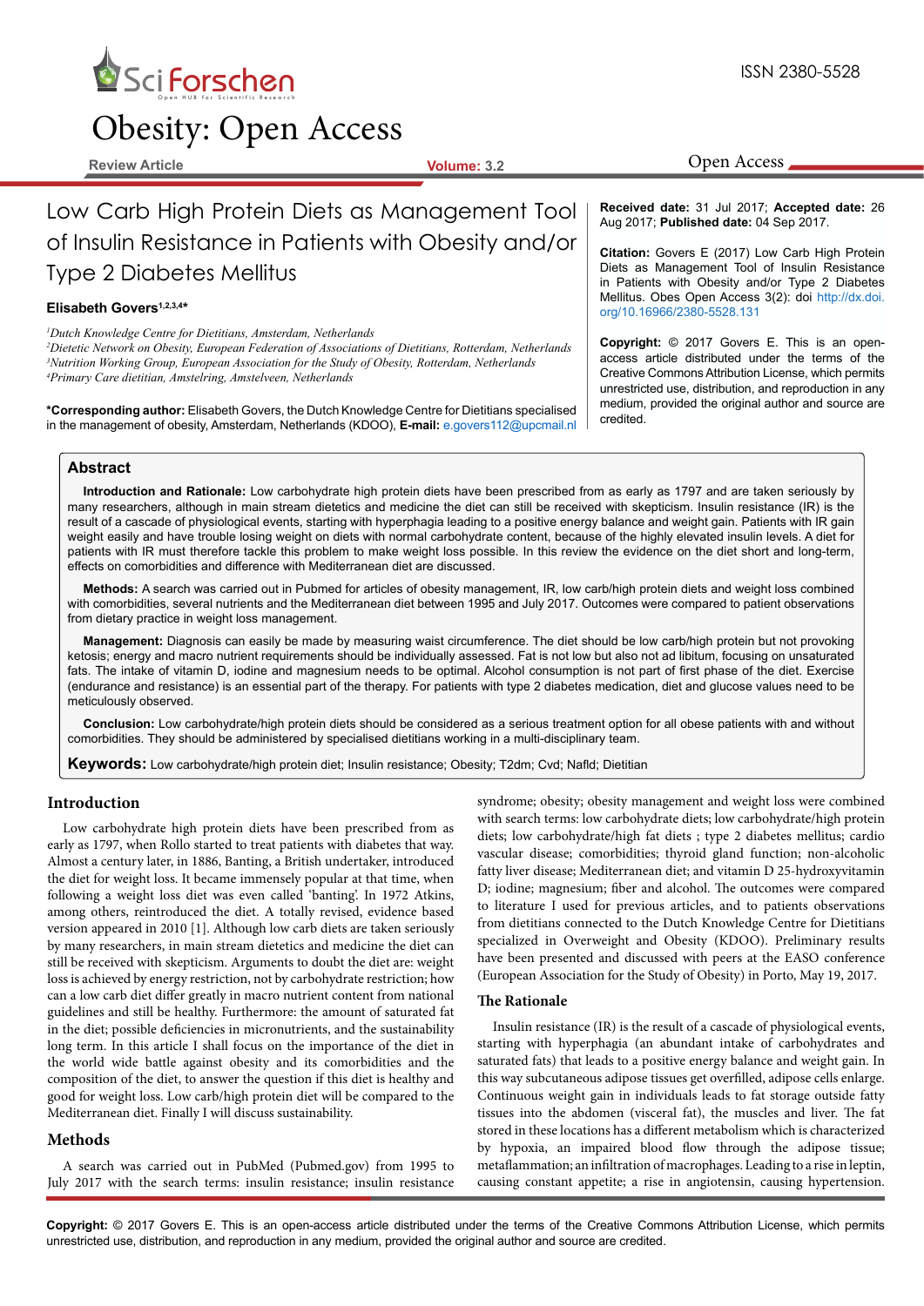Review Article

# Low Carb High Protein Diets as Management Tool of Insulin Resistance in Patients with Obesity and/or Type 2 Diabetes Mellitus

**Elisabeth Govers**[1,2,3,4]*

[1]*Dutch Knowledge Centre for Dietitians, Amsterdam, Netherlands*
[2]*Dietetic Network on Obesity, European Federation of Associations of Dietitians, Rotterdam, Netherlands*
[3]*Nutrition Working Group, European Association for the Study of Obesity, Rotterdam, Netherlands*
[4]*Primary Care dietitian, Amstelring, Amstelveen, Netherlands*

**\*Corresponding author:** Elisabeth Govers, the Dutch Knowledge Centre for Dietitians specialised in the management of obesity, Amsterdam, Netherlands (KDOO), **E-mail:** e.govers112@upcmail.nl

**Received date:** 31 Jul 2017; **Accepted date:** 26 Aug 2017; **Published date:** 04 Sep 2017.

**Citation:** Govers E (2017) Low Carb High Protein Diets as Management Tool of Insulin Resistance in Patients with Obesity and/or Type 2 Diabetes Mellitus. Obes Open Access 3(2): doi http://dx.doi.org/10.16966/2380-5528.131

**Copyright:** © 2017 Govers E. This is an open-access article distributed under the terms of the Creative Commons Attribution License, which permits unrestricted use, distribution, and reproduction in any medium, provided the original author and source are credited.

## Abstract

**Introduction and Rationale:** Low carbohydrate high protein diets have been prescribed from as early as 1797 and are taken seriously by many researchers, although in main stream dietetics and medicine the diet can still be received with skepticism. Insulin resistance (IR) is the result of a cascade of physiological events, starting with hyperphagia leading to a positive energy balance and weight gain. Patients with IR gain weight easily and have trouble losing weight on diets with normal carbohydrate content, because of the highly elevated insulin levels. A diet for patients with IR must therefore tackle this problem to make weight loss possible. In this review the evidence on the diet short and long-term, effects on comorbidities and difference with Mediterranean diet are discussed.

**Methods:** A search was carried out in Pubmed for articles of obesity management, IR, low carb/high protein diets and weight loss combined with comorbidities, several nutrients and the Mediterranean diet between 1995 and July 2017. Outcomes were compared to patient observations from dietary practice in weight loss management.

**Management:** Diagnosis can easily be made by measuring waist circumference. The diet should be low carb/high protein but not provoking ketosis; energy and macro nutrient requirements should be individually assessed. Fat is not low but also not ad libitum, focusing on unsaturated fats. The intake of vitamin D, iodine and magnesium needs to be optimal. Alcohol consumption is not part of first phase of the diet. Exercise (endurance and resistance) is an essential part of the therapy. For patients with type 2 diabetes medication, diet and glucose values need to be meticulously observed.

**Conclusion:** Low carbohydrate/high protein diets should be considered as a serious treatment option for all obese patients with and without comorbidities. They should be administered by specialised dietitians working in a multi-disciplinary team.

**Keywords:** Low carbohydrate/high protein diet; Insulin resistance; Obesity; T2dm; Cvd; Nafld; Dietitian

## Introduction

Low carbohydrate high protein diets have been prescribed from as early as 1797, when Rollo started to treat patients with diabetes that way. Almost a century later, in 1886, Banting, a British undertaker, introduced the diet for weight loss. It became immensely popular at that time, when following a weight loss diet was even called 'banting'. In 1972 Atkins, among others, reintroduced the diet. A totally revised, evidence based version appeared in 2010 [1]. Although low carb diets are taken seriously by many researchers, in main stream dietetics and medicine the diet can still be received with skepticism. Arguments to doubt the diet are: weight loss is achieved by energy restriction, not by carbohydrate restriction; how can a low carb diet differ greatly in macro nutrient content from national guidelines and still be healthy. Furthermore: the amount of saturated fat in the diet; possible deficiencies in micronutrients, and the sustainability long term. In this article I shall focus on the importance of the diet in the world wide battle against obesity and its comorbidities and the composition of the diet, to answer the question if this diet is healthy and good for weight loss. Low carb/high protein diet will be compared to the Mediterranean diet. Finally I will discuss sustainability.

## Methods

A search was carried out in PubMed (Pubmed.gov) from 1995 to July 2017 with the search terms: insulin resistance; insulin resistance syndrome; obesity; obesity management and weight loss were combined with search terms: low carbohydrate diets; low carbohydrate/high protein diets; low carbohydrate/high fat diets ; type 2 diabetes mellitus; cardio vascular disease; comorbidities; thyroid gland function; non-alcoholic fatty liver disease; Mediterranean diet; and vitamin D 25-hydroxyvitamin D; iodine; magnesium; fiber and alcohol. The outcomes were compared to literature I used for previous articles, and to patients observations from dietitians connected to the Dutch Knowledge Centre for Dietitians specialized in Overweight and Obesity (KDOO). Preliminary results have been presented and discussed with peers at the EASO conference (European Association for the Study of Obesity) in Porto, May 19, 2017.

## The Rationale

Insulin resistance (IR) is the result of a cascade of physiological events, starting with hyperphagia (an abundant intake of carbohydrates and saturated fats) that leads to a positive energy balance and weight gain. In this way subcutaneous adipose tissues get overfilled, adipose cells enlarge. Continuous weight gain in individuals leads to fat storage outside fatty tissues into the abdomen (visceral fat), the muscles and liver. The fat stored in these locations has a different metabolism which is characterized by hypoxia, an impaired blood flow through the adipose tissue; metaflammation; an infiltration of macrophages. Leading to a rise in leptin, causing constant appetite; a rise in angiotensin, causing hypertension.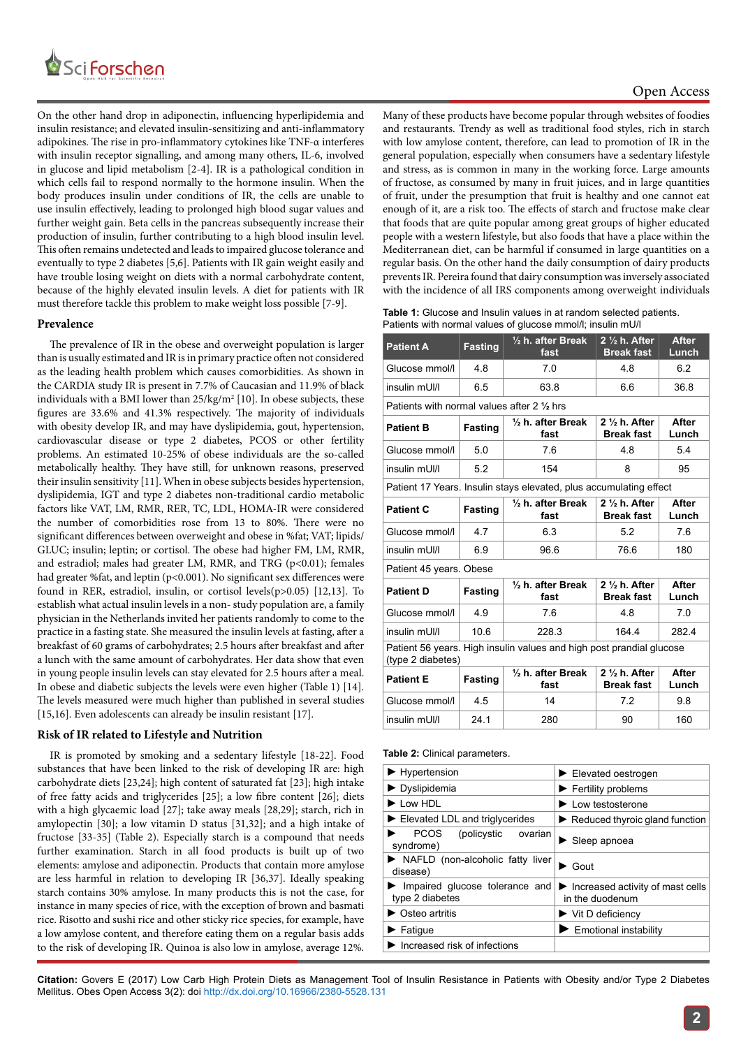On the other hand drop in adiponectin, influencing hyperlipidemia and insulin resistance; and elevated insulin-sensitizing and anti-inflammatory adipokines. The rise in pro-inflammatory cytokines like TNF-α interferes with insulin receptor signalling, and among many others, IL-6, involved in glucose and lipid metabolism [2-4]. IR is a pathological condition in which cells fail to respond normally to the hormone insulin. When the body produces insulin under conditions of IR, the cells are unable to use insulin effectively, leading to prolonged high blood sugar values and further weight gain. Beta cells in the pancreas subsequently increase their production of insulin, further contributing to a high blood insulin level. This often remains undetected and leads to impaired glucose tolerance and eventually to type 2 diabetes [5,6]. Patients with IR gain weight easily and have trouble losing weight on diets with a normal carbohydrate content, because of the highly elevated insulin levels. A diet for patients with IR must therefore tackle this problem to make weight loss possible [7-9].

## Prevalence

The prevalence of IR in the obese and overweight population is larger than is usually estimated and IR is in primary practice often not considered as the leading health problem which causes comorbidities. As shown in the CARDIA study IR is present in 7.7% of Caucasian and 11.9% of black individuals with a BMI lower than 25/kg/m² [10]. In obese subjects, these figures are 33.6% and 41.3% respectively. The majority of individuals with obesity develop IR, and may have dyslipidemia, gout, hypertension, cardiovascular disease or type 2 diabetes, PCOS or other fertility problems. An estimated 10-25% of obese individuals are the so-called metabolically healthy. They have still, for unknown reasons, preserved their insulin sensitivity [11]. When in obese subjects besides hypertension, dyslipidemia, IGT and type 2 diabetes non-traditional cardio metabolic factors like VAT, LM, RMR, RER, TC, LDL, HOMA-IR were considered the number of comorbidities rose from 13 to 80%. There were no significant differences between overweight and obese in %fat; VAT; lipids/ GLUC; insulin; leptin; or cortisol. The obese had higher FM, LM, RMR, and estradiol; males had greater LM, RMR, and TRG ($p<0.01$); females had greater %fat, and leptin ($p<0.001$). No significant sex differences were found in RER, estradiol, insulin, or cortisol levels($p>0.05$) [12,13]. To establish what actual insulin levels in a non- study population are, a family physician in the Netherlands invited her patients randomly to come to the practice in a fasting state. She measured the insulin levels at fasting, after a breakfast of 60 grams of carbohydrates; 2.5 hours after breakfast and after a lunch with the same amount of carbohydrates. Her data show that even in young people insulin levels can stay elevated for 2.5 hours after a meal. In obese and diabetic subjects the levels were even higher (Table 1) [14]. The levels measured were much higher than published in several studies [15,16]. Even adolescents can already be insulin resistant [17].

## Risk of IR related to Lifestyle and Nutrition

IR is promoted by smoking and a sedentary lifestyle [18-22]. Food substances that have been linked to the risk of developing IR are: high carbohydrate diets [23,24]; high content of saturated fat [23]; high intake of free fatty acids and triglycerides [25]; a low fibre content [26]; diets with a high glycaemic load [27]; take away meals [28,29]; starch, rich in amylopectin [30]; a low vitamin D status [31,32]; and a high intake of fructose [33-35] (Table 2). Especially starch is a compound that needs further examination. Starch in all food products is built up of two elements: amylose and adiponectin. Products that contain more amylose are less harmful in relation to developing IR [36,37]. Ideally speaking starch contains 30% amylose. In many products this is not the case, for instance in many species of rice, with the exception of brown and basmati rice. Risotto and sushi rice and other sticky rice species, for example, have a low amylose content, and therefore eating them on a regular basis adds to the risk of developing IR. Quinoa is also low in amylose, average 12%. Many of these products have become popular through websites of foodies and restaurants. Trendy as well as traditional food styles, rich in starch with low amylose content, therefore, can lead to promotion of IR in the general population, especially when consumers have a sedentary lifestyle and stress, as is common in many in the working force. Large amounts of fructose, as consumed by many in fruit juices, and in large quantities of fruit, under the presumption that fruit is healthy and one cannot eat enough of it, are a risk too. The effects of starch and fructose make clear that foods that are quite popular among great groups of higher educated people with a western lifestyle, but also foods that have a place within the Mediterranean diet, can be harmful if consumed in large quantities on a regular basis. On the other hand the daily consumption of dairy products prevents IR. Pereira found that dairy consumption was inversely associated with the incidence of all IRS components among overweight individuals

**Table 1:** Glucose and Insulin values in at random selected patients.
Patients with normal values of glucose mmol/l; insulin mU/l

| **Patient A** | **Fasting** | **½ h. after Break fast** | **2 ½ h. After Break fast** | **After Lunch** |
|---|---|---|---|---|
| Glucose mmol/l | 4.8 | 7.0 | 4.8 | 6.2 |
| insulin mUI/l | 6.5 | 63.8 | 6.6 | 36.8 |
| Patients with normal values after 2 ½ hrs | | | | |
| **Patient B** | **Fasting** | **½ h. after Break fast** | **2 ½ h. After Break fast** | **After Lunch** |
| Glucose mmol/l | 5.0 | 7.6 | 4.8 | 5.4 |
| insulin mUI/l | 5.2 | 154 | 8 | 95 |
| Patient 17 Years. Insulin stays elevated, plus accumulating effect | | | | |
| **Patient C** | **Fasting** | **½ h. after Break fast** | **2 ½ h. After Break fast** | **After Lunch** |
| Glucose mmol/l | 4.7 | 6.3 | 5.2 | 7.6 |
| insulin mUI/l | 6.9 | 96.6 | 76.6 | 180 |
| Patient 45 years. Obese | | | | |
| **Patient D** | **Fasting** | **½ h. after Break fast** | **2 ½ h. After Break fast** | **After Lunch** |
| Glucose mmol/l | 4.9 | 7.6 | 4.8 | 7.0 |
| insulin mUI/l | 10.6 | 228.3 | 164.4 | 282.4 |
| Patient 56 years. High insulin values and high post prandial glucose (type 2 diabetes) | | | | |
| **Patient E** | **Fasting** | **½ h. after Break fast** | **2 ½ h. After Break fast** | **After Lunch** |
| Glucose mmol/l | 4.5 | 14 | 7.2 | 9.8 |
| insulin mUI/l | 24.1 | 280 | 90 | 160 |

**Table 2:** Clinical parameters.

| | |
|---|---|
| ▶ Hypertension | ▶ Elevated oestrogen |
| ▶ Dyslipidemia | ▶ Fertility problems |
| ▶ Low HDL | ▶ Low testosterone |
| ▶ Elevated LDL and triglycerides | ▶ Reduced thyroic gland function |
| ▶ PCOS (policystic ovarian syndrome) | ▶ Sleep apnoea |
| ▶ NAFLD (non-alcoholic fatty liver disease) | ▶ Gout |
| ▶ Impaired glucose tolerance and type 2 diabetes | ▶ Increased activity of mast cells in the duodenum |
| ▶ Osteo artritis | ▶ Vit D deficiency |
| ▶ Fatigue | ▶ Emotional instability |
| ▶ Increased risk of infections | |

**Citation:** Govers E (2017) Low Carb High Protein Diets as Management Tool of Insulin Resistance in Patients with Obesity and/or Type 2 Diabetes Mellitus. Obes Open Access 3(2): doi http://dx.doi.org/10.16966/2380-5528.131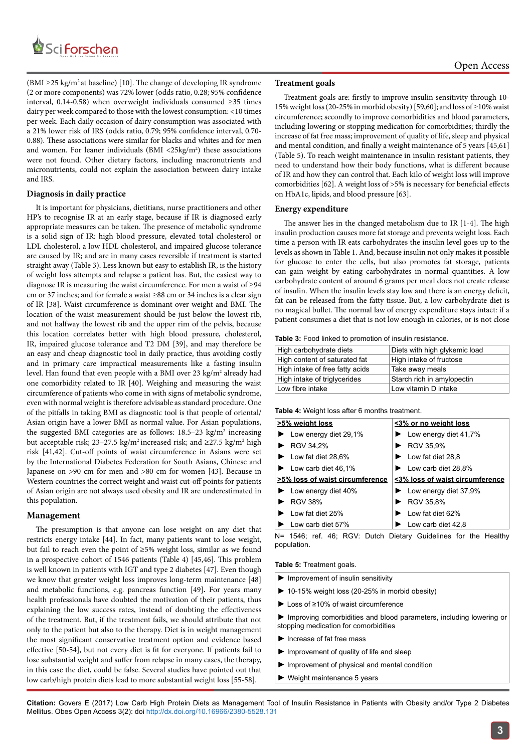(BMI ≥25 kg/m² at baseline) [10]. The change of developing IR syndrome (2 or more components) was 72% lower (odds ratio, 0.28; 95% confidence interval, 0.14-0.58) when overweight individuals consumed ≥35 times dairy per week compared to those with the lowest consumption: <10 times per week. Each daily occasion of dairy consumption was associated with a 21% lower risk of IRS (odds ratio, 0.79; 95% confidence interval, 0.70-0.88). These associations were similar for blacks and whites and for men and women. For leaner individuals (BMI <25kg/m²) these associations were not found. Other dietary factors, including macronutrients and micronutrients, could not explain the association between dairy intake and IRS.

## Diagnosis in daily practice

It is important for physicians, dietitians, nurse practitioners and other HP's to recognise IR at an early stage, because if IR is diagnosed early appropriate measures can be taken. The presence of metabolic syndrome is a solid sign of IR: high blood pressure, elevated total cholesterol or LDL cholesterol, a low HDL cholesterol, and impaired glucose tolerance are caused by IR; and are in many cases reversible if treatment is started straight away (Table 3). Less known but easy to establish IR, is the history of weight loss attempts and relapse a patient has. But, the easiest way to diagnose IR is measuring the waist circumference. For men a waist of ≥94 cm or 37 inches; and for female a waist ≥88 cm or 34 inches is a clear sign of IR [38]. Waist circumference is dominant over weight and BMI. The location of the waist measurement should be just below the lowest rib, and not halfway the lowest rib and the upper rim of the pelvis, because this location correlates better with high blood pressure, cholesterol, IR, impaired glucose tolerance and T2 DM [39], and may therefore be an easy and cheap diagnostic tool in daily practice, thus avoiding costly and in primary care impractical measurements like a fasting insulin level. Han found that even people with a BMI over 23 kg/m² already had one comorbidity related to IR [40]. Weighing and measuring the waist circumference of patients who come in with signs of metabolic syndrome, even with normal weight is therefore advisable as standard procedure. One of the pitfalls in taking BMI as diagnostic tool is that people of oriental/Asian origin have a lower BMI as normal value. For Asian populations, the suggested BMI categories are as follows: 18.5–23 kg/m² increasing but acceptable risk; 23–27.5 kg/m² increased risk; and ≥27.5 kg/m² high risk [41,42]. Cut-off points of waist circumference in Asians were set by the International Diabetes Federation for South Asians, Chinese and Japanese on >90 cm for men and >80 cm for women [43]. Because in Western countries the correct weight and waist cut-off points for patients of Asian origin are not always used obesity and IR are underestimated in this population.

## Management

The presumption is that anyone can lose weight on any diet that restricts energy intake [44]. In fact, many patients want to lose weight, but fail to reach even the goal of ≥5% weight loss, similar as we found in a prospective cohort of 1546 patients (Table 4) [45,46]. This problem is well known in patients with IGT and type 2 diabetes [47]. Even though we know that greater weight loss improves long-term maintenance [48] and metabolic functions, e.g. pancreas function [49]. For years many health professionals have doubted the motivation of their patients, thus explaining the low success rates, instead of doubting the effectiveness of the treatment. But, if the treatment fails, we should attribute that not only to the patient but also to the therapy. Diet is in weight management the most significant conservative treatment option and evidence based effective [50-54], but not every diet is fit for everyone. If patients fail to lose substantial weight and suffer from relapse in many cases, the therapy, in this case the diet, could be false. Several studies have pointed out that low carb/high protein diets lead to more substantial weight loss [55-58].

## Treatment goals

Treatment goals are: firstly to improve insulin sensitivity through 10-15% weight loss (20-25% in morbid obesity) [59,60]; and loss of ≥10% waist circumference; secondly to improve comorbidities and blood parameters, including lowering or stopping medication for comorbidities; thirdly the increase of fat free mass; improvement of quality of life, sleep and physical and mental condition, and finally a weight maintenance of 5 years [45,61] (Table 5). To reach weight maintenance in insulin resistant patients, they need to understand how their body functions, what is different because of IR and how they can control that. Each kilo of weight loss will improve comorbidities [62]. A weight loss of >5% is necessary for beneficial effects on HbA1c, lipids, and blood pressure [63].

## Energy expenditure

The answer lies in the changed metabolism due to IR [1-4]. The high insulin production causes more fat storage and prevents weight loss. Each time a person with IR eats carbohydrates the insulin level goes up to the levels as shown in Table 1. And, because insulin not only makes it possible for glucose to enter the cells, but also promotes fat storage, patients can gain weight by eating carbohydrates in normal quantities. A low carbohydrate content of around 6 grams per meal does not create release of insulin. When the insulin levels stay low and there is an energy deficit, fat can be released from the fatty tissue. But, a low carbohydrate diet is no magical bullet. The normal law of energy expenditure stays intact: if a patient consumes a diet that is not low enough in calories, or is not close

**Table 3:** Food linked to promotion of insulin resistance.

| | |
|---|---|
| High carbohydrate diets | Diets with high glykemic load |
| High content of saturated fat | High intake of fructose |
| High intake of free fatty acids | Take away meals |
| High intake of triglycerides | Starch rich in amylopectin |
| Low fibre intake | Low vitamin D intake |

**Table 4:** Weight loss after 6 months treatment.

| >5% weight loss | <3% or no weight loss |
|---|---|
| ▶ Low energy diet 29,1% | ▶ Low energy diet 41,7% |
| ▶ RGV 34,2% | ▶ RGV 35,9% |
| ▶ Low fat diet 28,6% | ▶ Low fat diet 28,8 |
| ▶ Low carb diet 46,1% | ▶ Low carb diet 28,8% |
| **>5% loss of waist circumference** | **<3% loss of waist circumference** |
| ▶ Low energy diet 40% | ▶ Low energy diet 37,9% |
| ▶ RGV 38% | ▶ RGV 35,8% |
| ▶ Low fat diet 25% | ▶ Low fat diet 62% |
| ▶ Low carb diet 57% | ▶ Low carb diet 42,8 |

N= 1546; ref. 46; RGV: Dutch Dietary Guidelines for the Healthy population.

**Table 5:** Treatment goals.

| |
|---|
| ▶ Improvement of insulin sensitivity |
| ▶ 10-15% weight loss (20-25% in morbid obesity) |
| ▶ Loss of ≥10% of waist circumference |
| ▶ Improving comorbidities and blood parameters, including lowering or stopping medication for comorbidities |
| ▶ Increase of fat free mass |
| ▶ Improvement of quality of life and sleep |
| ▶ Improvement of physical and mental condition |
| ▶ Weight maintenance 5 years |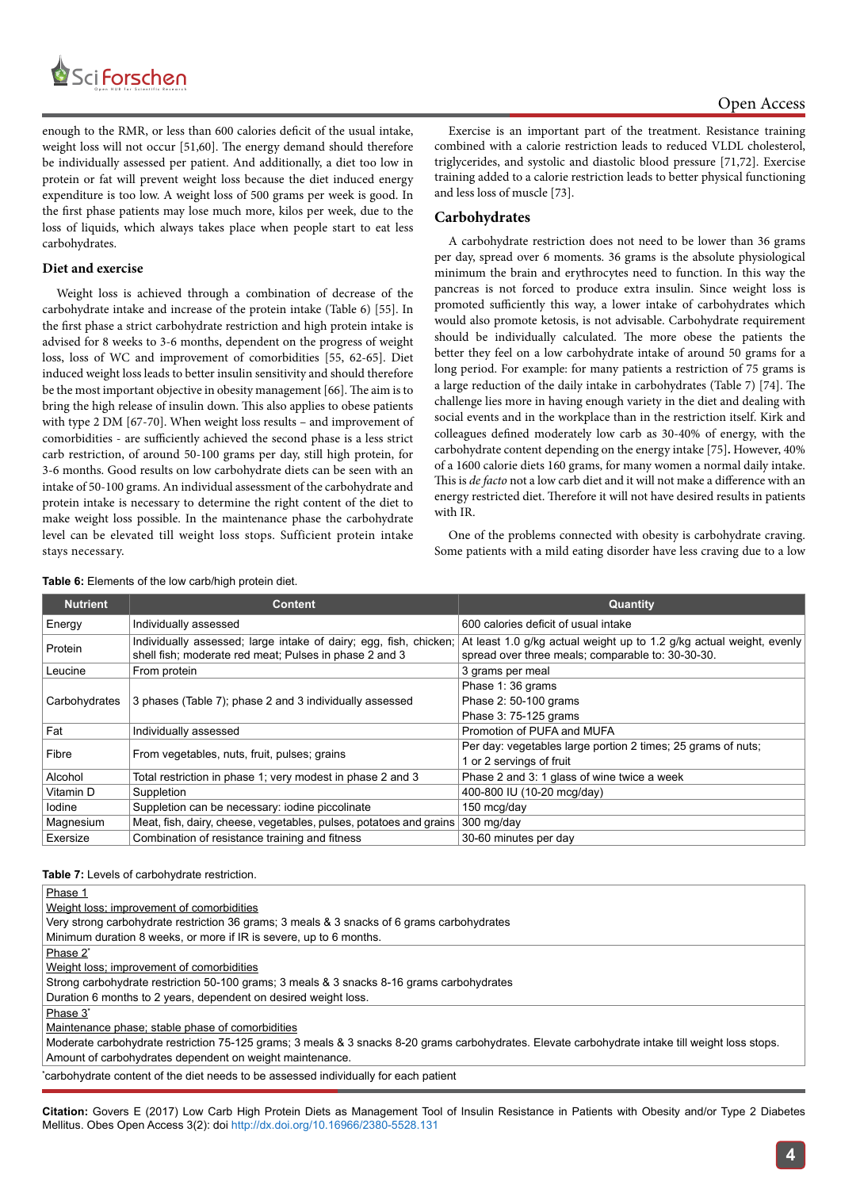enough to the RMR, or less than 600 calories deficit of the usual intake, weight loss will not occur [51,60]. The energy demand should therefore be individually assessed per patient. And additionally, a diet too low in protein or fat will prevent weight loss because the diet induced energy expenditure is too low. A weight loss of 500 grams per week is good. In the first phase patients may lose much more, kilos per week, due to the loss of liquids, which always takes place when people start to eat less carbohydrates.

### Diet and exercise

Weight loss is achieved through a combination of decrease of the carbohydrate intake and increase of the protein intake (Table 6) [55]. In the first phase a strict carbohydrate restriction and high protein intake is advised for 8 weeks to 3-6 months, dependent on the progress of weight loss, loss of WC and improvement of comorbidities [55, 62-65]. Diet induced weight loss leads to better insulin sensitivity and should therefore be the most important objective in obesity management [66]. The aim is to bring the high release of insulin down. This also applies to obese patients with type 2 DM [67-70]. When weight loss results – and improvement of comorbidities - are sufficiently achieved the second phase is a less strict carb restriction, of around 50-100 grams per day, still high protein, for 3-6 months. Good results on low carbohydrate diets can be seen with an intake of 50-100 grams. An individual assessment of the carbohydrate and protein intake is necessary to determine the right content of the diet to make weight loss possible. In the maintenance phase the carbohydrate level can be elevated till weight loss stops. Sufficient protein intake stays necessary.

Exercise is an important part of the treatment. Resistance training combined with a calorie restriction leads to reduced VLDL cholesterol, triglycerides, and systolic and diastolic blood pressure [71,72]. Exercise training added to a calorie restriction leads to better physical functioning and less loss of muscle [73].

### Carbohydrates

A carbohydrate restriction does not need to be lower than 36 grams per day, spread over 6 moments. 36 grams is the absolute physiological minimum the brain and erythrocytes need to function. In this way the pancreas is not forced to produce extra insulin. Since weight loss is promoted sufficiently this way, a lower intake of carbohydrates which would also promote ketosis, is not advisable. Carbohydrate requirement should be individually calculated. The more obese the patients the better they feel on a low carbohydrate intake of around 50 grams for a long period. For example: for many patients a restriction of 75 grams is a large reduction of the daily intake in carbohydrates (Table 7) [74]. The challenge lies more in having enough variety in the diet and dealing with social events and in the workplace than in the restriction itself. Kirk and colleagues defined moderately low carb as 30-40% of energy, with the carbohydrate content depending on the energy intake [75]. However, 40% of a 1600 calorie diets 160 grams, for many women a normal daily intake. This is *de facto* not a low carb diet and it will not make a difference with an energy restricted diet. Therefore it will not have desired results in patients with IR.

One of the problems connected with obesity is carbohydrate craving. Some patients with a mild eating disorder have less craving due to a low

**Table 6:** Elements of the low carb/high protein diet.

| Nutrient | Content | Quantity |
|---|---|---|
| Energy | Individually assessed | 600 calories deficit of usual intake |
| Protein | Individually assessed; large intake of dairy; egg, fish, chicken; shell fish; moderate red meat; Pulses in phase 2 and 3 | At least 1.0 g/kg actual weight up to 1.2 g/kg actual weight, evenly spread over three meals; comparable to: 30-30-30. |
| Leucine | From protein | 3 grams per meal |
| Carbohydrates | 3 phases (Table 7); phase 2 and 3 individually assessed | Phase 1: 36 grams<br>Phase 2: 50-100 grams<br>Phase 3: 75-125 grams |
| Fat | Individually assessed | Promotion of PUFA and MUFA |
| Fibre | From vegetables, nuts, fruit, pulses; grains | Per day: vegetables large portion 2 times; 25 grams of nuts;<br>1 or 2 servings of fruit |
| Alcohol | Total restriction in phase 1; very modest in phase 2 and 3 | Phase 2 and 3: 1 glass of wine twice a week |
| Vitamin D | Suppletion | 400-800 IU (10-20 mcg/day) |
| Iodine | Suppletion can be necessary: iodine piccolinate | 150 mcg/day |
| Magnesium | Meat, fish, dairy, cheese, vegetables, pulses, potatoes and grains | 300 mg/day |
| Exersize | Combination of resistance training and fitness | 30-60 minutes per day |

**Table 7:** Levels of carbohydrate restriction.

| |
|---|
| Phase 1<br>Weight loss; improvement of comorbidities<br>Very strong carbohydrate restriction 36 grams; 3 meals & 3 snacks of 6 grams carbohydrates<br>Minimum duration 8 weeks, or more if IR is severe, up to 6 months. |
| Phase 2*<br>Weight loss; improvement of comorbidities<br>Strong carbohydrate restriction 50-100 grams; 3 meals & 3 snacks 8-16 grams carbohydrates<br>Duration 6 months to 2 years, dependent on desired weight loss. |
| Phase 3*<br>Maintenance phase; stable phase of comorbidities<br>Moderate carbohydrate restriction 75-125 grams; 3 meals & 3 snacks 8-20 grams carbohydrates. Elevate carbohydrate intake till weight loss stops.<br>Amount of carbohydrates dependent on weight maintenance. |

*carbohydrate content of the diet needs to be assessed individually for each patient

**Citation:** Govers E (2017) Low Carb High Protein Diets as Management Tool of Insulin Resistance in Patients with Obesity and/or Type 2 Diabetes Mellitus. Obes Open Access 3(2): doi http://dx.doi.org/10.16966/2380-5528.131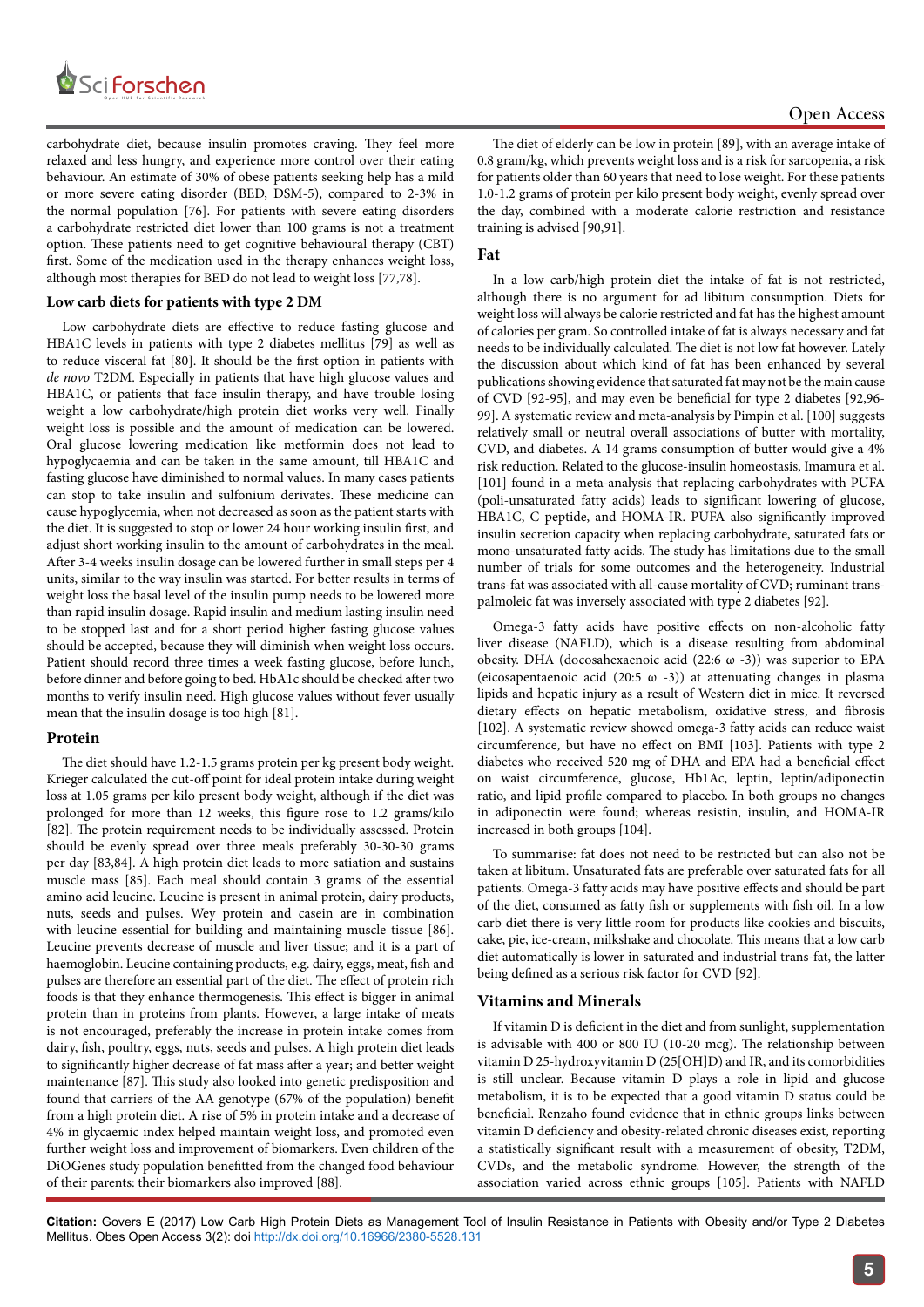carbohydrate diet, because insulin promotes craving. They feel more relaxed and less hungry, and experience more control over their eating behaviour. An estimate of 30% of obese patients seeking help has a mild or more severe eating disorder (BED, DSM-5), compared to 2-3% in the normal population [76]. For patients with severe eating disorders a carbohydrate restricted diet lower than 100 grams is not a treatment option. These patients need to get cognitive behavioural therapy (CBT) first. Some of the medication used in the therapy enhances weight loss, although most therapies for BED do not lead to weight loss [77,78].

### Low carb diets for patients with type 2 DM

Low carbohydrate diets are effective to reduce fasting glucose and HBA1C levels in patients with type 2 diabetes mellitus [79] as well as to reduce visceral fat [80]. It should be the first option in patients with *de novo* T2DM. Especially in patients that have high glucose values and HBA1C, or patients that face insulin therapy, and have trouble losing weight a low carbohydrate/high protein diet works very well. Finally weight loss is possible and the amount of medication can be lowered. Oral glucose lowering medication like metformin does not lead to hypoglycaemia and can be taken in the same amount, till HBA1C and fasting glucose have diminished to normal values. In many cases patients can stop to take insulin and sulfonium derivates. These medicine can cause hypoglycemia, when not decreased as soon as the patient starts with the diet. It is suggested to stop or lower 24 hour working insulin first, and adjust short working insulin to the amount of carbohydrates in the meal. After 3-4 weeks insulin dosage can be lowered further in small steps per 4 units, similar to the way insulin was started. For better results in terms of weight loss the basal level of the insulin pump needs to be lowered more than rapid insulin dosage. Rapid insulin and medium lasting insulin need to be stopped last and for a short period higher fasting glucose values should be accepted, because they will diminish when weight loss occurs. Patient should record three times a week fasting glucose, before lunch, before dinner and before going to bed. HbA1c should be checked after two months to verify insulin need. High glucose values without fever usually mean that the insulin dosage is too high [81].

## Protein

The diet should have 1.2-1.5 grams protein per kg present body weight. Krieger calculated the cut-off point for ideal protein intake during weight loss at 1.05 grams per kilo present body weight, although if the diet was prolonged for more than 12 weeks, this figure rose to 1.2 grams/kilo [82]. The protein requirement needs to be individually assessed. Protein should be evenly spread over three meals preferably 30-30-30 grams per day [83,84]. A high protein diet leads to more satiation and sustains muscle mass [85]. Each meal should contain 3 grams of the essential amino acid leucine. Leucine is present in animal protein, dairy products, nuts, seeds and pulses. Wey protein and casein are in combination with leucine essential for building and maintaining muscle tissue [86]. Leucine prevents decrease of muscle and liver tissue; and it is a part of haemoglobin. Leucine containing products, e.g. dairy, eggs, meat, fish and pulses are therefore an essential part of the diet. The effect of protein rich foods is that they enhance thermogenesis. This effect is bigger in animal protein than in proteins from plants. However, a large intake of meats is not encouraged, preferably the increase in protein intake comes from dairy, fish, poultry, eggs, nuts, seeds and pulses. A high protein diet leads to significantly higher decrease of fat mass after a year; and better weight maintenance [87]. This study also looked into genetic predisposition and found that carriers of the AA genotype (67% of the population) benefit from a high protein diet. A rise of 5% in protein intake and a decrease of 4% in glycaemic index helped maintain weight loss, and promoted even further weight loss and improvement of biomarkers. Even children of the DiOGenes study population benefitted from the changed food behaviour of their parents: their biomarkers also improved [88].

The diet of elderly can be low in protein [89], with an average intake of 0.8 gram/kg, which prevents weight loss and is a risk for sarcopenia, a risk for patients older than 60 years that need to lose weight. For these patients 1.0-1.2 grams of protein per kilo present body weight, evenly spread over the day, combined with a moderate calorie restriction and resistance training is advised [90,91].

## Fat

In a low carb/high protein diet the intake of fat is not restricted, although there is no argument for ad libitum consumption. Diets for weight loss will always be calorie restricted and fat has the highest amount of calories per gram. So controlled intake of fat is always necessary and fat needs to be individually calculated. The diet is not low fat however. Lately the discussion about which kind of fat has been enhanced by several publications showing evidence that saturated fat may not be the main cause of CVD [92-95], and may even be beneficial for type 2 diabetes [92,96-99]. A systematic review and meta-analysis by Pimpin et al. [100] suggests relatively small or neutral overall associations of butter with mortality, CVD, and diabetes. A 14 grams consumption of butter would give a 4% risk reduction. Related to the glucose-insulin homeostasis, Imamura et al. [101] found in a meta-analysis that replacing carbohydrates with PUFA (poli-unsaturated fatty acids) leads to significant lowering of glucose, HBA1C, C peptide, and HOMA-IR. PUFA also significantly improved insulin secretion capacity when replacing carbohydrate, saturated fats or mono-unsaturated fatty acids. The study has limitations due to the small number of trials for some outcomes and the heterogeneity. Industrial trans-fat was associated with all-cause mortality of CVD; ruminant trans-palmoleic fat was inversely associated with type 2 diabetes [92].

Omega-3 fatty acids have positive effects on non-alcoholic fatty liver disease (NAFLD), which is a disease resulting from abdominal obesity. DHA (docosahexaenoic acid (22:6 ω -3)) was superior to EPA (eicosapentaenoic acid (20:5 ω -3)) at attenuating changes in plasma lipids and hepatic injury as a result of Western diet in mice. It reversed dietary effects on hepatic metabolism, oxidative stress, and fibrosis [102]. A systematic review showed omega-3 fatty acids can reduce waist circumference, but have no effect on BMI [103]. Patients with type 2 diabetes who received 520 mg of DHA and EPA had a beneficial effect on waist circumference, glucose, Hb1Ac, leptin, leptin/adiponectin ratio, and lipid profile compared to placebo. In both groups no changes in adiponectin were found; whereas resistin, insulin, and HOMA-IR increased in both groups [104].

To summarise: fat does not need to be restricted but can also not be taken at libitum. Unsaturated fats are preferable over saturated fats for all patients. Omega-3 fatty acids may have positive effects and should be part of the diet, consumed as fatty fish or supplements with fish oil. In a low carb diet there is very little room for products like cookies and biscuits, cake, pie, ice-cream, milkshake and chocolate. This means that a low carb diet automatically is lower in saturated and industrial trans-fat, the latter being defined as a serious risk factor for CVD [92].

## Vitamins and Minerals

If vitamin D is deficient in the diet and from sunlight, supplementation is advisable with 400 or 800 IU (10-20 mcg). The relationship between vitamin D 25-hydroxyvitamin D (25[OH]D) and IR, and its comorbidities is still unclear. Because vitamin D plays a role in lipid and glucose metabolism, it is to be expected that a good vitamin D status could be beneficial. Renzaho found evidence that in ethnic groups links between vitamin D deficiency and obesity-related chronic diseases exist, reporting a statistically significant result with a measurement of obesity, T2DM, CVDs, and the metabolic syndrome. However, the strength of the association varied across ethnic groups [105]. Patients with NAFLD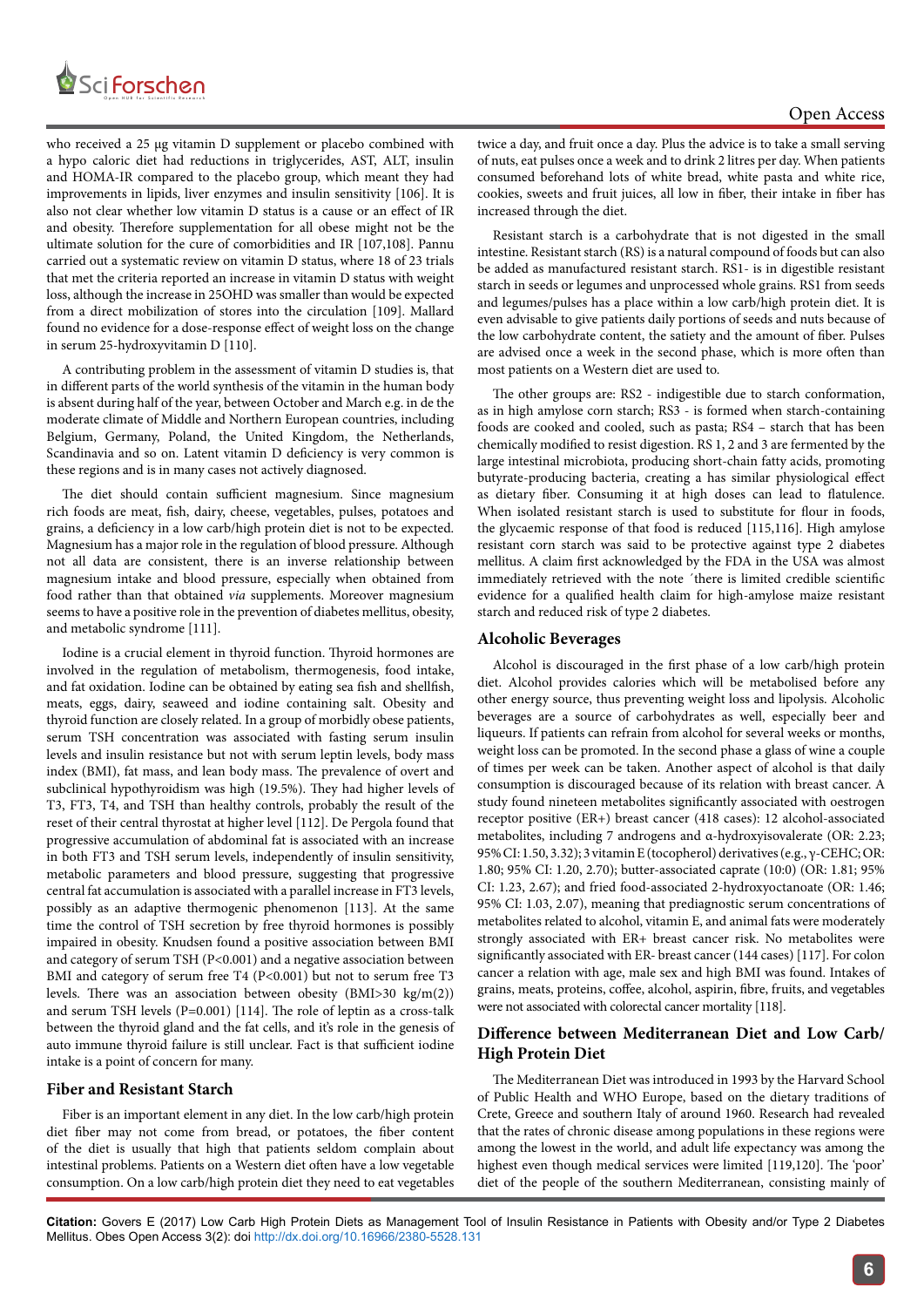who received a 25 μg vitamin D supplement or placebo combined with a hypo caloric diet had reductions in triglycerides, AST, ALT, insulin and HOMA-IR compared to the placebo group, which meant they had improvements in lipids, liver enzymes and insulin sensitivity [106]. It is also not clear whether low vitamin D status is a cause or an effect of IR and obesity. Therefore supplementation for all obese might not be the ultimate solution for the cure of comorbidities and IR [107,108]. Pannu carried out a systematic review on vitamin D status, where 18 of 23 trials that met the criteria reported an increase in vitamin D status with weight loss, although the increase in 25OHD was smaller than would be expected from a direct mobilization of stores into the circulation [109]. Mallard found no evidence for a dose-response effect of weight loss on the change in serum 25-hydroxyvitamin D [110].

A contributing problem in the assessment of vitamin D studies is, that in different parts of the world synthesis of the vitamin in the human body is absent during half of the year, between October and March e.g. in de the moderate climate of Middle and Northern European countries, including Belgium, Germany, Poland, the United Kingdom, the Netherlands, Scandinavia and so on. Latent vitamin D deficiency is very common is these regions and is in many cases not actively diagnosed.

The diet should contain sufficient magnesium. Since magnesium rich foods are meat, fish, dairy, cheese, vegetables, pulses, potatoes and grains, a deficiency in a low carb/high protein diet is not to be expected. Magnesium has a major role in the regulation of blood pressure. Although not all data are consistent, there is an inverse relationship between magnesium intake and blood pressure, especially when obtained from food rather than that obtained *via* supplements. Moreover magnesium seems to have a positive role in the prevention of diabetes mellitus, obesity, and metabolic syndrome [111].

Iodine is a crucial element in thyroid function. Thyroid hormones are involved in the regulation of metabolism, thermogenesis, food intake, and fat oxidation. Iodine can be obtained by eating sea fish and shellfish, meats, eggs, dairy, seaweed and iodine containing salt. Obesity and thyroid function are closely related. In a group of morbidly obese patients, serum TSH concentration was associated with fasting serum insulin levels and insulin resistance but not with serum leptin levels, body mass index (BMI), fat mass, and lean body mass. The prevalence of overt and subclinical hypothyroidism was high (19.5%). They had higher levels of T3, FT3, T4, and TSH than healthy controls, probably the result of the reset of their central thyrostat at higher level [112]. De Pergola found that progressive accumulation of abdominal fat is associated with an increase in both FT3 and TSH serum levels, independently of insulin sensitivity, metabolic parameters and blood pressure, suggesting that progressive central fat accumulation is associated with a parallel increase in FT3 levels, possibly as an adaptive thermogenic phenomenon [113]. At the same time the control of TSH secretion by free thyroid hormones is possibly impaired in obesity. Knudsen found a positive association between BMI and category of serum TSH ($P<0.001$) and a negative association between BMI and category of serum free T4 ($P<0.001$) but not to serum free T3 levels. There was an association between obesity (BMI>30 kg/m(2)) and serum TSH levels ($P=0.001$) [114]. The role of leptin as a cross-talk between the thyroid gland and the fat cells, and it's role in the genesis of auto immune thyroid failure is still unclear. Fact is that sufficient iodine intake is a point of concern for many.

## Fiber and Resistant Starch

Fiber is an important element in any diet. In the low carb/high protein diet fiber may not come from bread, or potatoes, the fiber content of the diet is usually that high that patients seldom complain about intestinal problems. Patients on a Western diet often have a low vegetable consumption. On a low carb/high protein diet they need to eat vegetables twice a day, and fruit once a day. Plus the advice is to take a small serving of nuts, eat pulses once a week and to drink 2 litres per day. When patients consumed beforehand lots of white bread, white pasta and white rice, cookies, sweets and fruit juices, all low in fiber, their intake in fiber has increased through the diet.

Resistant starch is a carbohydrate that is not digested in the small intestine. Resistant starch (RS) is a natural compound of foods but can also be added as manufactured resistant starch. RS1- is in digestible resistant starch in seeds or legumes and unprocessed whole grains. RS1 from seeds and legumes/pulses has a place within a low carb/high protein diet. It is even advisable to give patients daily portions of seeds and nuts because of the low carbohydrate content, the satiety and the amount of fiber. Pulses are advised once a week in the second phase, which is more often than most patients on a Western diet are used to.

The other groups are: RS2 - indigestible due to starch conformation, as in high amylose corn starch; RS3 - is formed when starch-containing foods are cooked and cooled, such as pasta; RS4 – starch that has been chemically modified to resist digestion. RS 1, 2 and 3 are fermented by the large intestinal microbiota, producing short-chain fatty acids, promoting butyrate-producing bacteria, creating a has similar physiological effect as dietary fiber. Consuming it at high doses can lead to flatulence. When isolated resistant starch is used to substitute for flour in foods, the glycaemic response of that food is reduced [115,116]. High amylose resistant corn starch was said to be protective against type 2 diabetes mellitus. A claim first acknowledged by the FDA in the USA was almost immediately retrieved with the note ´there is limited credible scientific evidence for a qualified health claim for high-amylose maize resistant starch and reduced risk of type 2 diabetes.

## Alcoholic Beverages

Alcohol is discouraged in the first phase of a low carb/high protein diet. Alcohol provides calories which will be metabolised before any other energy source, thus preventing weight loss and lipolysis. Alcoholic beverages are a source of carbohydrates as well, especially beer and liqueurs. If patients can refrain from alcohol for several weeks or months, weight loss can be promoted. In the second phase a glass of wine a couple of times per week can be taken. Another aspect of alcohol is that daily consumption is discouraged because of its relation with breast cancer. A study found nineteen metabolites significantly associated with oestrogen receptor positive (ER+) breast cancer (418 cases): 12 alcohol-associated metabolites, including 7 androgens and α-hydroxyisovalerate (OR: 2.23; 95% CI: 1.50, 3.32); 3 vitamin E (tocopherol) derivatives (e.g., γ-CEHC; OR: 1.80; 95% CI: 1.20, 2.70); butter-associated caprate (10:0) (OR: 1.81; 95% CI: 1.23, 2.67); and fried food-associated 2-hydroxyoctanoate (OR: 1.46; 95% CI: 1.03, 2.07), meaning that prediagnostic serum concentrations of metabolites related to alcohol, vitamin E, and animal fats were moderately strongly associated with ER+ breast cancer risk. No metabolites were significantly associated with ER- breast cancer (144 cases) [117]. For colon cancer a relation with age, male sex and high BMI was found. Intakes of grains, meats, proteins, coffee, alcohol, aspirin, fibre, fruits, and vegetables were not associated with colorectal cancer mortality [118].

## Difference between Mediterranean Diet and Low Carb/High Protein Diet

The Mediterranean Diet was introduced in 1993 by the Harvard School of Public Health and WHO Europe, based on the dietary traditions of Crete, Greece and southern Italy of around 1960. Research had revealed that the rates of chronic disease among populations in these regions were among the lowest in the world, and adult life expectancy was among the highest even though medical services were limited [119,120]. The 'poor' diet of the people of the southern Mediterranean, consisting mainly of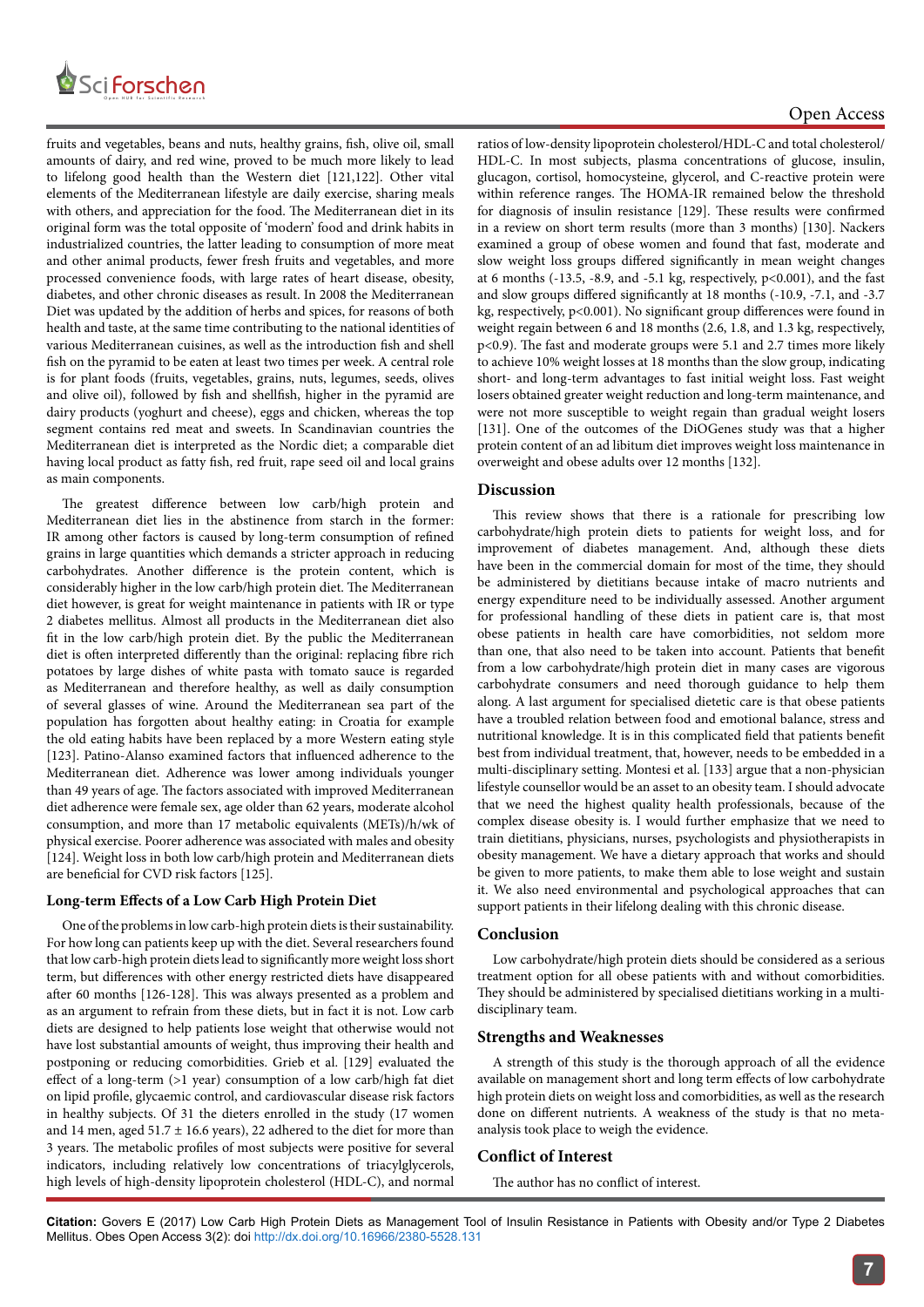fruits and vegetables, beans and nuts, healthy grains, fish, olive oil, small amounts of dairy, and red wine, proved to be much more likely to lead to lifelong good health than the Western diet [121,122]. Other vital elements of the Mediterranean lifestyle are daily exercise, sharing meals with others, and appreciation for the food. The Mediterranean diet in its original form was the total opposite of 'modern' food and drink habits in industrialized countries, the latter leading to consumption of more meat and other animal products, fewer fresh fruits and vegetables, and more processed convenience foods, with large rates of heart disease, obesity, diabetes, and other chronic diseases as result. In 2008 the Mediterranean Diet was updated by the addition of herbs and spices, for reasons of both health and taste, at the same time contributing to the national identities of various Mediterranean cuisines, as well as the introduction fish and shell fish on the pyramid to be eaten at least two times per week. A central role is for plant foods (fruits, vegetables, grains, nuts, legumes, seeds, olives and olive oil), followed by fish and shellfish, higher in the pyramid are dairy products (yoghurt and cheese), eggs and chicken, whereas the top segment contains red meat and sweets. In Scandinavian countries the Mediterranean diet is interpreted as the Nordic diet; a comparable diet having local product as fatty fish, red fruit, rape seed oil and local grains as main components.

The greatest difference between low carb/high protein and Mediterranean diet lies in the abstinence from starch in the former: IR among other factors is caused by long-term consumption of refined grains in large quantities which demands a stricter approach in reducing carbohydrates. Another difference is the protein content, which is considerably higher in the low carb/high protein diet. The Mediterranean diet however, is great for weight maintenance in patients with IR or type 2 diabetes mellitus. Almost all products in the Mediterranean diet also fit in the low carb/high protein diet. By the public the Mediterranean diet is often interpreted differently than the original: replacing fibre rich potatoes by large dishes of white pasta with tomato sauce is regarded as Mediterranean and therefore healthy, as well as daily consumption of several glasses of wine. Around the Mediterranean sea part of the population has forgotten about healthy eating: in Croatia for example the old eating habits have been replaced by a more Western eating style [123]. Patino-Alanso examined factors that influenced adherence to the Mediterranean diet. Adherence was lower among individuals younger than 49 years of age. The factors associated with improved Mediterranean diet adherence were female sex, age older than 62 years, moderate alcohol consumption, and more than 17 metabolic equivalents (METs)/h/wk of physical exercise. Poorer adherence was associated with males and obesity [124]. Weight loss in both low carb/high protein and Mediterranean diets are beneficial for CVD risk factors [125].

## Long-term Effects of a Low Carb High Protein Diet

One of the problems in low carb-high protein diets is their sustainability. For how long can patients keep up with the diet. Several researchers found that low carb-high protein diets lead to significantly more weight loss short term, but differences with other energy restricted diets have disappeared after 60 months [126-128]. This was always presented as a problem and as an argument to refrain from these diets, but in fact it is not. Low carb diets are designed to help patients lose weight that otherwise would not have lost substantial amounts of weight, thus improving their health and postponing or reducing comorbidities. Grieb et al. [129] evaluated the effect of a long-term (>1 year) consumption of a low carb/high fat diet on lipid profile, glycaemic control, and cardiovascular disease risk factors in healthy subjects. Of 31 the dieters enrolled in the study (17 women and 14 men, aged 51.7 ± 16.6 years), 22 adhered to the diet for more than 3 years. The metabolic profiles of most subjects were positive for several indicators, including relatively low concentrations of triacylglycerols, high levels of high-density lipoprotein cholesterol (HDL-C), and normal ratios of low-density lipoprotein cholesterol/HDL-C and total cholesterol/HDL-C. In most subjects, plasma concentrations of glucose, insulin, glucagon, cortisol, homocysteine, glycerol, and C-reactive protein were within reference ranges. The HOMA-IR remained below the threshold for diagnosis of insulin resistance [129]. These results were confirmed in a review on short term results (more than 3 months) [130]. Nackers examined a group of obese women and found that fast, moderate and slow weight loss groups differed significantly in mean weight changes at 6 months (-13.5, -8.9, and -5.1 kg, respectively, $p<0.001$), and the fast and slow groups differed significantly at 18 months (-10.9, -7.1, and -3.7 kg, respectively, $p<0.001$). No significant group differences were found in weight regain between 6 and 18 months (2.6, 1.8, and 1.3 kg, respectively, $p<0.9$). The fast and moderate groups were 5.1 and 2.7 times more likely to achieve 10% weight losses at 18 months than the slow group, indicating short- and long-term advantages to fast initial weight loss. Fast weight losers obtained greater weight reduction and long-term maintenance, and were not more susceptible to weight regain than gradual weight losers [131]. One of the outcomes of the DiOGenes study was that a higher protein content of an ad libitum diet improves weight loss maintenance in overweight and obese adults over 12 months [132].

## Discussion

This review shows that there is a rationale for prescribing low carbohydrate/high protein diets to patients for weight loss, and for improvement of diabetes management. And, although these diets have been in the commercial domain for most of the time, they should be administered by dietitians because intake of macro nutrients and energy expenditure need to be individually assessed. Another argument for professional handling of these diets in patient care is, that most obese patients in health care have comorbidities, not seldom more than one, that also need to be taken into account. Patients that benefit from a low carbohydrate/high protein diet in many cases are vigorous carbohydrate consumers and need thorough guidance to help them along. A last argument for specialised dietetic care is that obese patients have a troubled relation between food and emotional balance, stress and nutritional knowledge. It is in this complicated field that patients benefit best from individual treatment, that, however, needs to be embedded in a multi-disciplinary setting. Montesi et al. [133] argue that a non-physician lifestyle counsellor would be an asset to an obesity team. I should advocate that we need the highest quality health professionals, because of the complex disease obesity is. I would further emphasize that we need to train dietitians, physicians, nurses, psychologists and physiotherapists in obesity management. We have a dietary approach that works and should be given to more patients, to make them able to lose weight and sustain it. We also need environmental and psychological approaches that can support patients in their lifelong dealing with this chronic disease.

## Conclusion

Low carbohydrate/high protein diets should be considered as a serious treatment option for all obese patients with and without comorbidities. They should be administered by specialised dietitians working in a multi-disciplinary team.

## Strengths and Weaknesses

A strength of this study is the thorough approach of all the evidence available on management short and long term effects of low carbohydrate high protein diets on weight loss and comorbidities, as well as the research done on different nutrients. A weakness of the study is that no meta-analysis took place to weigh the evidence.

## Conflict of Interest

The author has no conflict of interest.

**Citation:** Govers E (2017) Low Carb High Protein Diets as Management Tool of Insulin Resistance in Patients with Obesity and/or Type 2 Diabetes Mellitus. Obes Open Access 3(2): doi http://dx.doi.org/10.16966/2380-5528.131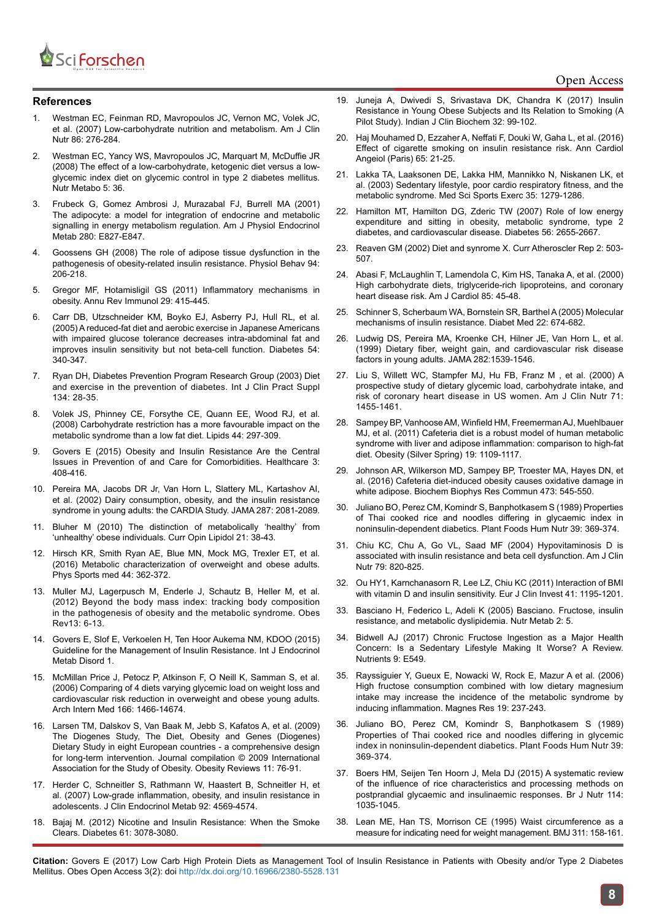## References

1. Westman EC, Feinman RD, Mavropoulos JC, Vernon MC, Volek JC, et al. (2007) Low-carbohydrate nutrition and metabolism. Am J Clin Nutr 86: 276-284.
2. Westman EC, Yancy WS, Mavropoulos JC, Marquart M, McDuffie JR (2008) The effect of a low-carbohydrate, ketogenic diet versus a low-glycemic index diet on glycemic control in type 2 diabetes mellitus. Nutr Metabo 5: 36.
3. Frubeck G, Gomez Ambrosi J, Murazabal FJ, Burrell MA (2001) The adipocyte: a model for integration of endocrine and metabolic signalling in energy metabolism regulation. Am J Physiol Endocrinol Metab 280: E827-E847.
4. Goossens GH (2008) The role of adipose tissue dysfunction in the pathogenesis of obesity-related insulin resistance. Physiol Behav 94: 206-218.
5. Gregor MF, Hotamisligil GS (2011) Inflammatory mechanisms in obesity. Annu Rev Immunol 29: 415-445.
6. Carr DB, Utzschneider KM, Boyko EJ, Asberry PJ, Hull RL, et al. (2005) A reduced-fat diet and aerobic exercise in Japanese Americans with impaired glucose tolerance decreases intra-abdominal fat and improves insulin sensitivity but not beta-cell function. Diabetes 54: 340-347.
7. Ryan DH, Diabetes Prevention Program Research Group (2003) Diet and exercise in the prevention of diabetes. Int J Clin Pract Suppl 134: 28-35.
8. Volek JS, Phinney CE, Forsythe CE, Quann EE, Wood RJ, et al. (2008) Carbohydrate restriction has a more favourable impact on the metabolic syndrome than a low fat diet. Lipids 44: 297-309.
9. Govers E (2015) Obesity and Insulin Resistance Are the Central Issues in Prevention of and Care for Comorbidities. Healthcare 3: 408-416.
10. Pereira MA, Jacobs DR Jr, Van Horn L, Slattery ML, Kartashov AI, et al. (2002) Dairy consumption, obesity, and the insulin resistance syndrome in young adults: the CARDIA Study. JAMA 287: 2081-2089.
11. Bluher M (2010) The distinction of metabolically 'healthy' from 'unhealthy' obese individuals. Curr Opin Lipidol 21: 38-43.
12. Hirsch KR, Smith Ryan AE, Blue MN, Mock MG, Trexler ET, et al. (2016) Metabolic characterization of overweight and obese adults. Phys Sports med 44: 362-372.
13. Muller MJ, Lagerpusch M, Enderle J, Schautz B, Heller M, et al. (2012) Beyond the body mass index: tracking body composition in the pathogenesis of obesity and the metabolic syndrome. Obes Rev13: 6-13.
14. Govers E, Slof E, Verkoelen H, Ten Hoor Aukema NM, KDOO (2015) Guideline for the Management of Insulin Resistance. Int J Endocrinol Metab Disord 1.
15. McMillan Price J, Petocz P, Atkinson F, O Neill K, Samman S, et al. (2006) Comparing of 4 diets varying glycemic load on weight loss and cardiovascular risk reduction in overweight and obese young adults. Arch Intern Med 166: 1466-14674.
16. Larsen TM, Dalskov S, Van Baak M, Jebb S, Kafatos A, et al. (2009) The Diogenes Study, The Diet, Obesity and Genes (Diogenes) Dietary Study in eight European countries - a comprehensive design for long-term intervention. Journal compilation © 2009 International Association for the Study of Obesity. Obesity Reviews 11: 76-91.
17. Herder C, Schneitler S, Rathmann W, Haastert B, Schneitler H, et al. (2007) Low-grade inflammation, obesity, and insulin resistance in adolescents. J Clin Endocrinol Metab 92: 4569-4574.
18. Bajaj M. (2012) Nicotine and Insulin Resistance: When the Smoke Clears. Diabetes 61: 3078-3080.
19. Juneja A, Dwivedi S, Srivastava DK, Chandra K (2017) Insulin Resistance in Young Obese Subjects and Its Relation to Smoking (A Pilot Study). Indian J Clin Biochem 32: 99-102.
20. Haj Mouhamed D, Ezzaher A, Neffati F, Douki W, Gaha L, et al. (2016) Effect of cigarette smoking on insulin resistance risk. Ann Cardiol Angeiol (Paris) 65: 21-25.
21. Lakka TA, Laaksonen DE, Lakka HM, Mannikko N, Niskanen LK, et al. (2003) Sedentary lifestyle, poor cardio respiratory fitness, and the metabolic syndrome. Med Sci Sports Exerc 35: 1279-1286.
22. Hamilton MT, Hamilton DG, Zderic TW (2007) Role of low energy expenditure and sitting in obesity, metabolic syndrome, type 2 diabetes, and cardiovascular disease. Diabetes 56: 2655-2667.
23. Reaven GM (2002) Diet and synrome X. Curr Atheroscler Rep 2: 503-507.
24. Abasi F, McLaughlin T, Lamendola C, Kim HS, Tanaka A, et al. (2000) High carbohydrate diets, triglyceride-rich lipoproteins, and coronary heart disease risk. Am J Cardiol 85: 45-48.
25. Schinner S, Scherbaum WA, Bornstein SR, Barthel A (2005) Molecular mechanisms of insulin resistance. Diabet Med 22: 674-682.
26. Ludwig DS, Pereira MA, Kroenke CH, Hilner JE, Van Horn L, et al. (1999) Dietary fiber, weight gain, and cardiovascular risk disease factors in young adults. JAMA 282:1539-1546.
27. Liu S, Willett WC, Stampfer MJ, Hu FB, Franz M , et al. (2000) A prospective study of dietary glycemic load, carbohydrate intake, and risk of coronary heart disease in US women. Am J Clin Nutr 71: 1455-1461.
28. Sampey BP, Vanhoose AM, Winfield HM, Freemerman AJ, Muehlbauer MJ, et al. (2011) Cafeteria diet is a robust model of human metabolic syndrome with liver and adipose inflammation: comparison to high-fat diet. Obesity (Silver Spring) 19: 1109-1117.
29. Johnson AR, Wilkerson MD, Sampey BP, Troester MA, Hayes DN, et al. (2016) Cafeteria diet-induced obesity causes oxidative damage in white adipose. Biochem Biophys Res Commun 473: 545-550.
30. Juliano BO, Perez CM, Komindr S, Banphotkasem S (1989) Properties of Thai cooked rice and noodles differing in glycaemic index in noninsulin-dependent diabetics. Plant Foods Hum Nutr 39: 369-374.
31. Chiu KC, Chu A, Go VL, Saad MF (2004) Hypovitaminosis D is associated with insulin resistance and beta cell dysfunction. Am J Clin Nutr 79: 820-825.
32. Ou HY1, Karnchanasorn R, Lee LZ, Chiu KC (2011) Interaction of BMI with vitamin D and insulin sensitivity. Eur J Clin Invest 41: 1195-1201.
33. Basciano H, Federico L, Adeli K (2005) Basciano. Fructose, insulin resistance, and metabolic dyslipidemia. Nutr Metab 2: 5.
34. Bidwell AJ (2017) Chronic Fructose Ingestion as a Major Health Concern: Is a Sedentary Lifestyle Making It Worse? A Review. Nutrients 9: E549.
35. Rayssiguier Y, Gueux E, Nowacki W, Rock E, Mazur A et al. (2006) High fructose consumption combined with low dietary magnesium intake may increase the incidence of the metabolic syndrome by inducing inflammation. Magnes Res 19: 237-243.
36. Juliano BO, Perez CM, Komindr S, Banphotkasem S (1989) Properties of Thai cooked rice and noodles differing in glycemic index in noninsulin-dependent diabetics. Plant Foods Hum Nutr 39: 369-374.
37. Boers HM, Seijen Ten Hoorn J, Mela DJ (2015) A systematic review of the influence of rice characteristics and processing methods on postprandial glycaemic and insulinaemic responses. Br J Nutr 114: 1035-1045.
38. Lean ME, Han TS, Morrison CE (1995) Waist circumference as a measure for indicating need for weight management. BMJ 311: 158-161.

**Citation:** Govers E (2017) Low Carb High Protein Diets as Management Tool of Insulin Resistance in Patients with Obesity and/or Type 2 Diabetes Mellitus. Obes Open Access 3(2): doi http://dx.doi.org/10.16966/2380-5528.131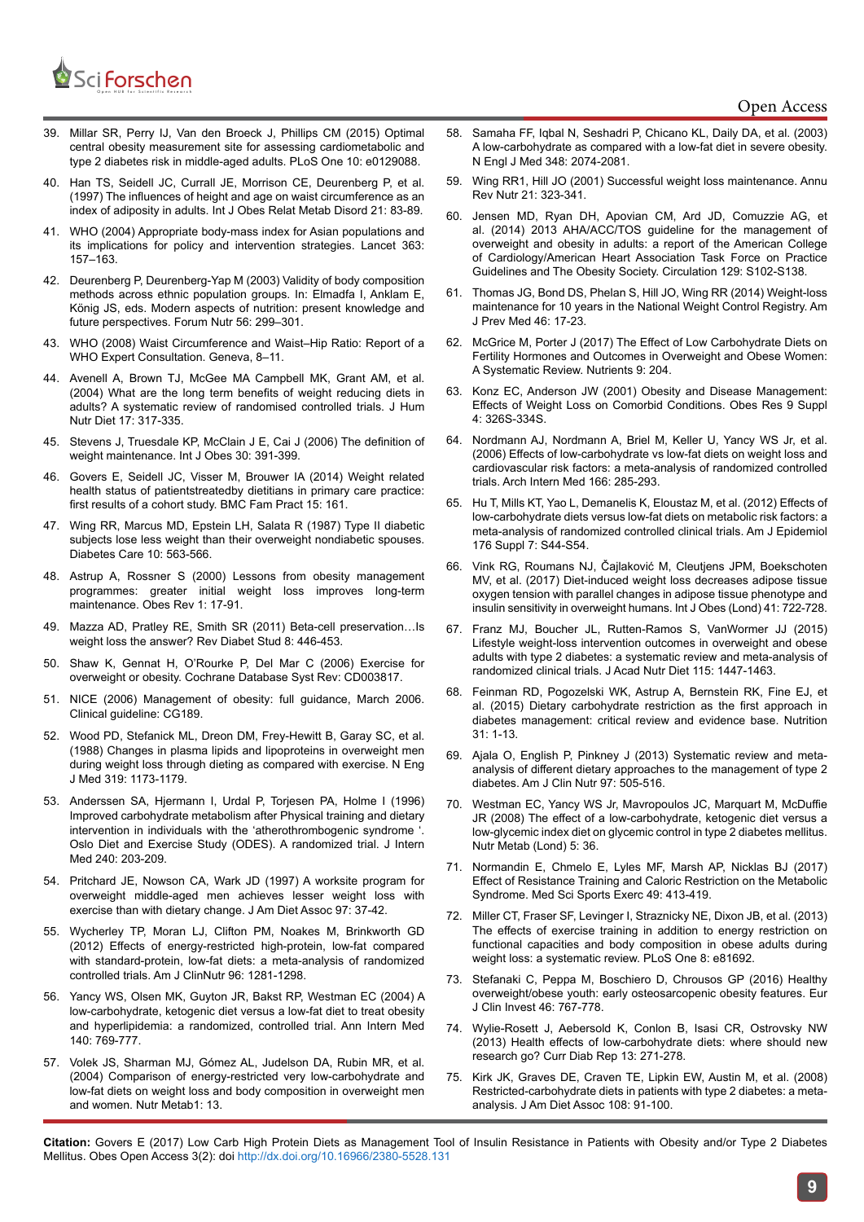39. Millar SR, Perry IJ, Van den Broeck J, Phillips CM (2015) Optimal central obesity measurement site for assessing cardiometabolic and type 2 diabetes risk in middle-aged adults. PLoS One 10: e0129088.
40. Han TS, Seidell JC, Currall JE, Morrison CE, Deurenberg P, et al. (1997) The influences of height and age on waist circumference as an index of adiposity in adults. Int J Obes Relat Metab Disord 21: 83-89.
41. WHO (2004) Appropriate body-mass index for Asian populations and its implications for policy and intervention strategies. Lancet 363: 157–163.
42. Deurenberg P, Deurenberg-Yap M (2003) Validity of body composition methods across ethnic population groups. In: Elmadfa I, Anklam E, König JS, eds. Modern aspects of nutrition: present knowledge and future perspectives. Forum Nutr 56: 299–301.
43. WHO (2008) Waist Circumference and Waist–Hip Ratio: Report of a WHO Expert Consultation. Geneva, 8–11.
44. Avenell A, Brown TJ, McGee MA Campbell MK, Grant AM, et al. (2004) What are the long term benefits of weight reducing diets in adults? A systematic review of randomised controlled trials. J Hum Nutr Diet 17: 317-335.
45. Stevens J, Truesdale KP, McClain J E, Cai J (2006) The definition of weight maintenance. Int J Obes 30: 391-399.
46. Govers E, Seidell JC, Visser M, Brouwer IA (2014) Weight related health status of patientstreatedby dietitians in primary care practice: first results of a cohort study. BMC Fam Pract 15: 161.
47. Wing RR, Marcus MD, Epstein LH, Salata R (1987) Type II diabetic subjects lose less weight than their overweight nondiabetic spouses. Diabetes Care 10: 563-566.
48. Astrup A, Rossner S (2000) Lessons from obesity management programmes: greater initial weight loss improves long-term maintenance. Obes Rev 1: 17-91.
49. Mazza AD, Pratley RE, Smith SR (2011) Beta-cell preservation…Is weight loss the answer? Rev Diabet Stud 8: 446-453.
50. Shaw K, Gennat H, O'Rourke P, Del Mar C (2006) Exercise for overweight or obesity. Cochrane Database Syst Rev: CD003817.
51. NICE (2006) Management of obesity: full guidance, March 2006. Clinical guideline: CG189.
52. Wood PD, Stefanick ML, Dreon DM, Frey-Hewitt B, Garay SC, et al. (1988) Changes in plasma lipids and lipoproteins in overweight men during weight loss through dieting as compared with exercise. N Eng J Med 319: 1173-1179.
53. Anderssen SA, Hjermann I, Urdal P, Torjesen PA, Holme I (1996) Improved carbohydrate metabolism after Physical training and dietary intervention in individuals with the 'atherothrombogenic syndrome '. Oslo Diet and Exercise Study (ODES). A randomized trial. J Intern Med 240: 203-209.
54. Pritchard JE, Nowson CA, Wark JD (1997) A worksite program for overweight middle-aged men achieves lesser weight loss with exercise than with dietary change. J Am Diet Assoc 97: 37-42.
55. Wycherley TP, Moran LJ, Clifton PM, Noakes M, Brinkworth GD (2012) Effects of energy-restricted high-protein, low-fat compared with standard-protein, low-fat diets: a meta-analysis of randomized controlled trials. Am J ClinNutr 96: 1281-1298.
56. Yancy WS, Olsen MK, Guyton JR, Bakst RP, Westman EC (2004) A low-carbohydrate, ketogenic diet versus a low-fat diet to treat obesity and hyperlipidemia: a randomized, controlled trial. Ann Intern Med 140: 769-777.
57. Volek JS, Sharman MJ, Gómez AL, Judelson DA, Rubin MR, et al. (2004) Comparison of energy-restricted very low-carbohydrate and low-fat diets on weight loss and body composition in overweight men and women. Nutr Metab1: 13.
58. Samaha FF, Iqbal N, Seshadri P, Chicano KL, Daily DA, et al. (2003) A low-carbohydrate as compared with a low-fat diet in severe obesity. N Engl J Med 348: 2074-2081.
59. Wing RR1, Hill JO (2001) Successful weight loss maintenance. Annu Rev Nutr 21: 323-341.
60. Jensen MD, Ryan DH, Apovian CM, Ard JD, Comuzzie AG, et al. (2014) 2013 AHA/ACC/TOS guideline for the management of overweight and obesity in adults: a report of the American College of Cardiology/American Heart Association Task Force on Practice Guidelines and The Obesity Society. Circulation 129: S102-S138.
61. Thomas JG, Bond DS, Phelan S, Hill JO, Wing RR (2014) Weight-loss maintenance for 10 years in the National Weight Control Registry. Am J Prev Med 46: 17-23.
62. McGrice M, Porter J (2017) The Effect of Low Carbohydrate Diets on Fertility Hormones and Outcomes in Overweight and Obese Women: A Systematic Review. Nutrients 9: 204.
63. Konz EC, Anderson JW (2001) Obesity and Disease Management: Effects of Weight Loss on Comorbid Conditions. Obes Res 9 Suppl 4: 326S-334S.
64. Nordmann AJ, Nordmann A, Briel M, Keller U, Yancy WS Jr, et al. (2006) Effects of low-carbohydrate vs low-fat diets on weight loss and cardiovascular risk factors: a meta-analysis of randomized controlled trials. Arch Intern Med 166: 285-293.
65. Hu T, Mills KT, Yao L, Demanelis K, Eloustaz M, et al. (2012) Effects of low-carbohydrate diets versus low-fat diets on metabolic risk factors: a meta-analysis of randomized controlled clinical trials. Am J Epidemiol 176 Suppl 7: S44-S54.
66. Vink RG, Roumans NJ, Čajlaković M, Cleutjens JPM, Boekschoten MV, et al. (2017) Diet-induced weight loss decreases adipose tissue oxygen tension with parallel changes in adipose tissue phenotype and insulin sensitivity in overweight humans. Int J Obes (Lond) 41: 722-728.
67. Franz MJ, Boucher JL, Rutten-Ramos S, VanWormer JJ (2015) Lifestyle weight-loss intervention outcomes in overweight and obese adults with type 2 diabetes: a systematic review and meta-analysis of randomized clinical trials. J Acad Nutr Diet 115: 1447-1463.
68. Feinman RD, Pogozelski WK, Astrup A, Bernstein RK, Fine EJ, et al. (2015) Dietary carbohydrate restriction as the first approach in diabetes management: critical review and evidence base. Nutrition 31: 1-13.
69. Ajala O, English P, Pinkney J (2013) Systematic review and meta-analysis of different dietary approaches to the management of type 2 diabetes. Am J Clin Nutr 97: 505-516.
70. Westman EC, Yancy WS Jr, Mavropoulos JC, Marquart M, McDuffie JR (2008) The effect of a low-carbohydrate, ketogenic diet versus a low-glycemic index diet on glycemic control in type 2 diabetes mellitus. Nutr Metab (Lond) 5: 36.
71. Normandin E, Chmelo E, Lyles MF, Marsh AP, Nicklas BJ (2017) Effect of Resistance Training and Caloric Restriction on the Metabolic Syndrome. Med Sci Sports Exerc 49: 413-419.
72. Miller CT, Fraser SF, Levinger I, Straznicky NE, Dixon JB, et al. (2013) The effects of exercise training in addition to energy restriction on functional capacities and body composition in obese adults during weight loss: a systematic review. PLoS One 8: e81692.
73. Stefanaki C, Peppa M, Boschiero D, Chrousos GP (2016) Healthy overweight/obese youth: early osteosarcopenic obesity features. Eur J Clin Invest 46: 767-778.
74. Wylie-Rosett J, Aebersold K, Conlon B, Isasi CR, Ostrovsky NW (2013) Health effects of low-carbohydrate diets: where should new research go? Curr Diab Rep 13: 271-278.
75. Kirk JK, Graves DE, Craven TE, Lipkin EW, Austin M, et al. (2008) Restricted-carbohydrate diets in patients with type 2 diabetes: a meta-analysis. J Am Diet Assoc 108: 91-100.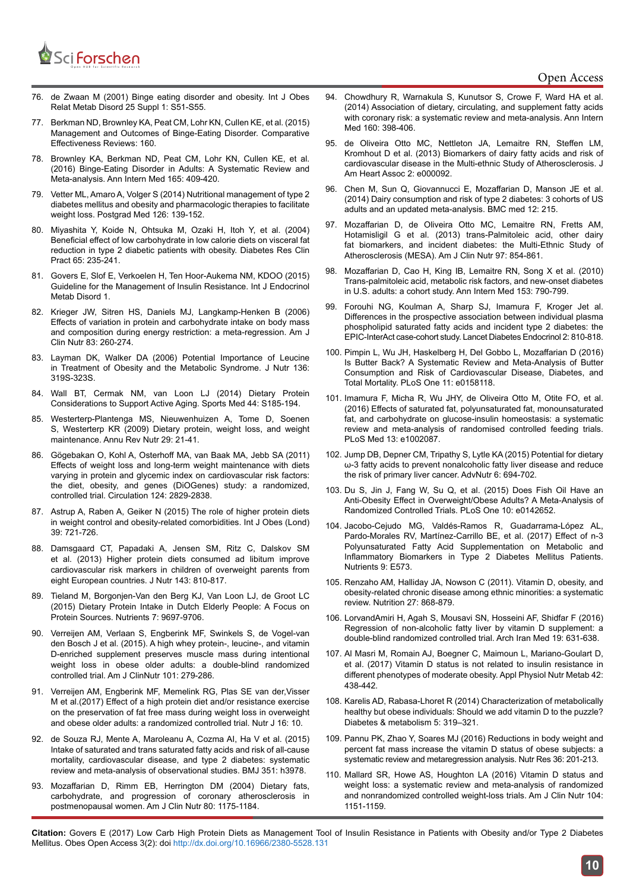76. de Zwaan M (2001) Binge eating disorder and obesity. Int J Obes Relat Metab Disord 25 Suppl 1: S51-S55.
77. Berkman ND, Brownley KA, Peat CM, Lohr KN, Cullen KE, et al. (2015) Management and Outcomes of Binge-Eating Disorder. Comparative Effectiveness Reviews: 160.
78. Brownley KA, Berkman ND, Peat CM, Lohr KN, Cullen KE, et al. (2016) Binge-Eating Disorder in Adults: A Systematic Review and Meta-analysis. Ann Intern Med 165: 409-420.
79. Vetter ML, Amaro A, Volger S (2014) Nutritional management of type 2 diabetes mellitus and obesity and pharmacologic therapies to facilitate weight loss. Postgrad Med 126: 139-152.
80. Miyashita Y, Koide N, Ohtsuka M, Ozaki H, Itoh Y, et al. (2004) Beneficial effect of low carbohydrate in low calorie diets on visceral fat reduction in type 2 diabetic patients with obesity. Diabetes Res Clin Pract 65: 235-241.
81. Govers E, Slof E, Verkoelen H, Ten Hoor-Aukema NM, KDOO (2015) Guideline for the Management of Insulin Resistance. Int J Endocrinol Metab Disord 1.
82. Krieger JW, Sitren HS, Daniels MJ, Langkamp-Henken B (2006) Effects of variation in protein and carbohydrate intake on body mass and composition during energy restriction: a meta-regression. Am J Clin Nutr 83: 260-274.
83. Layman DK, Walker DA (2006) Potential Importance of Leucine in Treatment of Obesity and the Metabolic Syndrome. J Nutr 136: 319S-323S.
84. Wall BT, Cermak NM, van Loon LJ (2014) Dietary Protein Considerations to Support Active Aging. Sports Med 44: S185-194.
85. Westerterp-Plantenga MS, Nieuwenhuizen A, Tome D, Soenen S, Westerterp KR (2009) Dietary protein, weight loss, and weight maintenance. Annu Rev Nutr 29: 21-41.
86. Gögebakan O, Kohl A, Osterhoff MA, van Baak MA, Jebb SA (2011) Effects of weight loss and long-term weight maintenance with diets varying in protein and glycemic index on cardiovascular risk factors: the diet, obesity, and genes (DiOGenes) study: a randomized, controlled trial. Circulation 124: 2829-2838.
87. Astrup A, Raben A, Geiker N (2015) The role of higher protein diets in weight control and obesity-related comorbidities. Int J Obes (Lond) 39: 721-726.
88. Damsgaard CT, Papadaki A, Jensen SM, Ritz C, Dalskov SM et al. (2013) Higher protein diets consumed ad libitum improve cardiovascular risk markers in children of overweight parents from eight European countries. J Nutr 143: 810-817.
89. Tieland M, Borgonjen-Van den Berg KJ, Van Loon LJ, de Groot LC (2015) Dietary Protein Intake in Dutch Elderly People: A Focus on Protein Sources. Nutrients 7: 9697-9706.
90. Verreijen AM, Verlaan S, Engberink MF, Swinkels S, de Vogel-van den Bosch J et al. (2015). A high whey protein-, leucine-, and vitamin D-enriched supplement preserves muscle mass during intentional weight loss in obese older adults: a double-blind randomized controlled trial. Am J ClinNutr 101: 279-286.
91. Verreijen AM, Engberink MF, Memelink RG, Plas SE van der,Visser M et al.(2017) Effect of a high protein diet and/or resistance exercise on the preservation of fat free mass during weight loss in overweight and obese older adults: a randomized controlled trial. Nutr J 16: 10.
92. de Souza RJ, Mente A, Maroleanu A, Cozma AI, Ha V et al. (2015) Intake of saturated and trans saturated fatty acids and risk of all-cause mortality, cardiovascular disease, and type 2 diabetes: systematic review and meta-analysis of observational studies. BMJ 351: h3978.
93. Mozaffarian D, Rimm EB, Herrington DM (2004) Dietary fats, carbohydrate, and progression of coronary atherosclerosis in postmenopausal women. Am J Clin Nutr 80: 1175-1184.
94. Chowdhury R, Warnakula S, Kunutsor S, Crowe F, Ward HA et al. (2014) Association of dietary, circulating, and supplement fatty acids with coronary risk: a systematic review and meta-analysis. Ann Intern Med 160: 398-406.
95. de Oliveira Otto MC, Nettleton JA, Lemaitre RN, Steffen LM, Kromhout D et al. (2013) Biomarkers of dairy fatty acids and risk of cardiovascular disease in the Multi-ethnic Study of Atherosclerosis. J Am Heart Assoc 2: e000092.
96. Chen M, Sun Q, Giovannucci E, Mozaffarian D, Manson JE et al. (2014) Dairy consumption and risk of type 2 diabetes: 3 cohorts of US adults and an updated meta-analysis. BMC med 12: 215.
97. Mozaffarian D, de Oliveira Otto MC, Lemaitre RN, Fretts AM, Hotamisligil G et al. (2013) trans-Palmitoleic acid, other dairy fat biomarkers, and incident diabetes: the Multi-Ethnic Study of Atherosclerosis (MESA). Am J Clin Nutr 97: 854-861.
98. Mozaffarian D, Cao H, King IB, Lemaitre RN, Song X et al. (2010) Trans-palmitoleic acid, metabolic risk factors, and new-onset diabetes in U.S. adults: a cohort study. Ann Intern Med 153: 790-799.
99. Forouhi NG, Koulman A, Sharp SJ, Imamura F, Kroger Jet al. Differences in the prospective association between individual plasma phospholipid saturated fatty acids and incident type 2 diabetes: the EPIC-InterAct case-cohort study. Lancet Diabetes Endocrinol 2: 810-818.
100. Pimpin L, Wu JH, Haskelberg H, Del Gobbo L, Mozaffarian D (2016) Is Butter Back? A Systematic Review and Meta-Analysis of Butter Consumption and Risk of Cardiovascular Disease, Diabetes, and Total Mortality. PLoS One 11: e0158118.
101. Imamura F, Micha R, Wu JHY, de Oliveira Otto M, Otite FO, et al. (2016) Effects of saturated fat, polyunsaturated fat, monounsaturated fat, and carbohydrate on glucose-insulin homeostasis: a systematic review and meta-analysis of randomised controlled feeding trials. PLoS Med 13: e1002087.
102. Jump DB, Depner CM, Tripathy S, Lytle KA (2015) Potential for dietary ω-3 fatty acids to prevent nonalcoholic fatty liver disease and reduce the risk of primary liver cancer. AdvNutr 6: 694-702.
103. Du S, Jin J, Fang W, Su Q, et al. (2015) Does Fish Oil Have an Anti-Obesity Effect in Overweight/Obese Adults? A Meta-Analysis of Randomized Controlled Trials. PLoS One 10: e0142652.
104. Jacobo-Cejudo MG, Valdés-Ramos R, Guadarrama-López AL, Pardo-Morales RV, Martínez-Carrillo BE, et al. (2017) Effect of n-3 Polyunsaturated Fatty Acid Supplementation on Metabolic and Inflammatory Biomarkers in Type 2 Diabetes Mellitus Patients. Nutrients 9: E573.
105. Renzaho AM, Halliday JA, Nowson C (2011). Vitamin D, obesity, and obesity-related chronic disease among ethnic minorities: a systematic review. Nutrition 27: 868-879.
106. LorvandAmiri H, Agah S, Mousavi SN, Hosseini AF, Shidfar F (2016) Regression of non-alcoholic fatty liver by vitamin D supplement: a double-blind randomized controlled trial. Arch Iran Med 19: 631-638.
107. Al Masri M, Romain AJ, Boegner C, Maimoun L, Mariano-Goulart D, et al. (2017) Vitamin D status is not related to insulin resistance in different phenotypes of moderate obesity. Appl Physiol Nutr Metab 42: 438-442.
108. Karelis AD, Rabasa-Lhoret R (2014) Characterization of metabolically healthy but obese individuals: Should we add vitamin D to the puzzle? Diabetes & metabolism 5: 319–321.
109. Pannu PK, Zhao Y, Soares MJ (2016) Reductions in body weight and percent fat mass increase the vitamin D status of obese subjects: a systematic review and metaregression analysis. Nutr Res 36: 201-213.
110. Mallard SR, Howe AS, Houghton LA (2016) Vitamin D status and weight loss: a systematic review and meta-analysis of randomized and nonrandomized controlled weight-loss trials. Am J Clin Nutr 104: 1151-1159.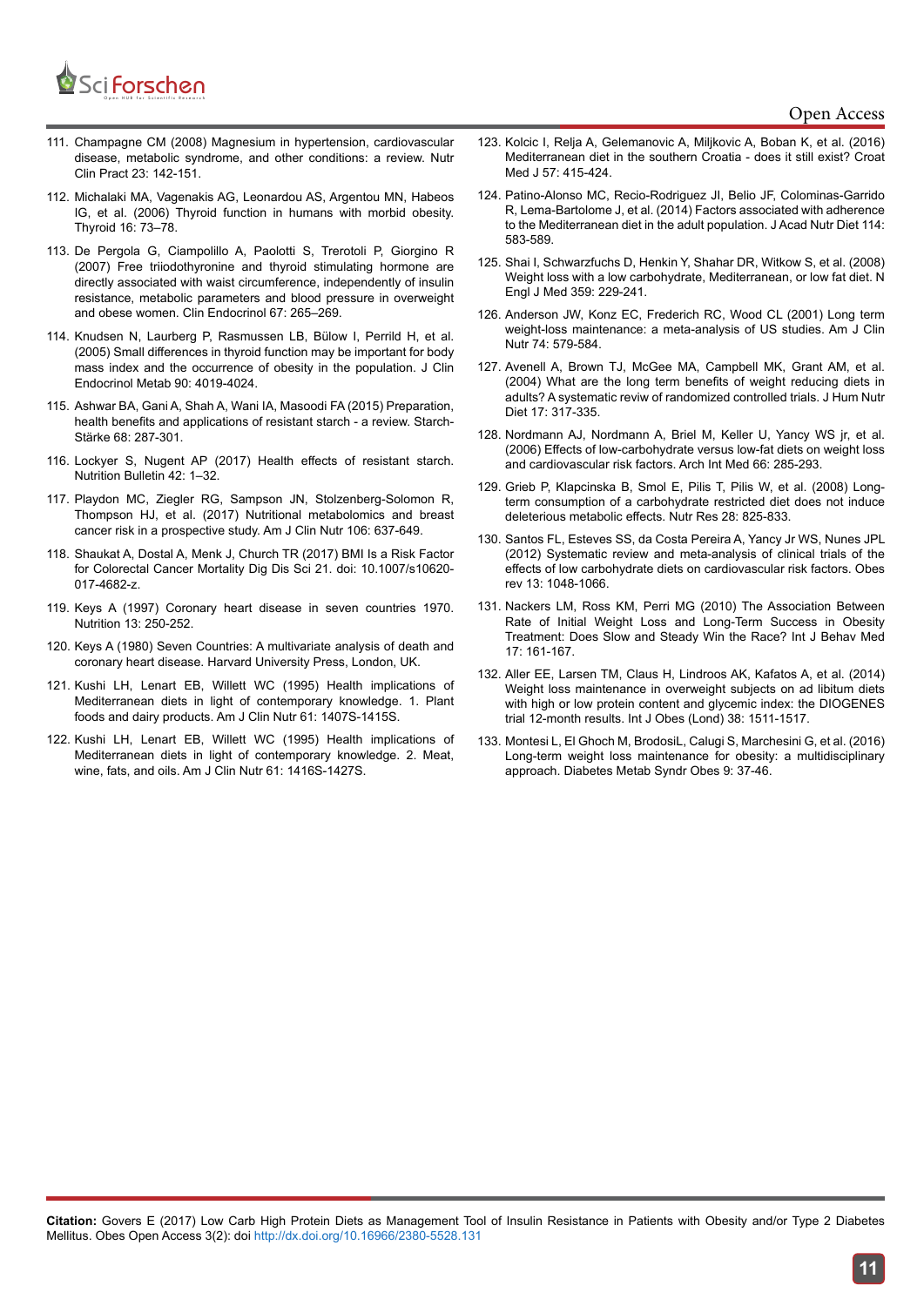111. Champagne CM (2008) Magnesium in hypertension, cardiovascular disease, metabolic syndrome, and other conditions: a review. Nutr Clin Pract 23: 142-151.

112. Michalaki MA, Vagenakis AG, Leonardou AS, Argentou MN, Habeos IG, et al. (2006) Thyroid function in humans with morbid obesity. Thyroid 16: 73–78.

113. De Pergola G, Ciampolillo A, Paolotti S, Trerotoli P, Giorgino R (2007) Free triiodothyronine and thyroid stimulating hormone are directly associated with waist circumference, independently of insulin resistance, metabolic parameters and blood pressure in overweight and obese women. Clin Endocrinol 67: 265–269.

114. Knudsen N, Laurberg P, Rasmussen LB, Bülow I, Perrild H, et al. (2005) Small differences in thyroid function may be important for body mass index and the occurrence of obesity in the population. J Clin Endocrinol Metab 90: 4019-4024.

115. Ashwar BA, Gani A, Shah A, Wani IA, Masoodi FA (2015) Preparation, health benefits and applications of resistant starch - a review. Starch-Stärke 68: 287-301.

116. Lockyer S, Nugent AP (2017) Health effects of resistant starch. Nutrition Bulletin 42: 1–32.

117. Playdon MC, Ziegler RG, Sampson JN, Stolzenberg-Solomon R, Thompson HJ, et al. (2017) Nutritional metabolomics and breast cancer risk in a prospective study. Am J Clin Nutr 106: 637-649.

118. Shaukat A, Dostal A, Menk J, Church TR (2017) BMI Is a Risk Factor for Colorectal Cancer Mortality Dig Dis Sci 21. doi: 10.1007/s10620-017-4682-z.

119. Keys A (1997) Coronary heart disease in seven countries 1970. Nutrition 13: 250-252.

120. Keys A (1980) Seven Countries: A multivariate analysis of death and coronary heart disease. Harvard University Press, London, UK.

121. Kushi LH, Lenart EB, Willett WC (1995) Health implications of Mediterranean diets in light of contemporary knowledge. 1. Plant foods and dairy products. Am J Clin Nutr 61: 1407S-1415S.

122. Kushi LH, Lenart EB, Willett WC (1995) Health implications of Mediterranean diets in light of contemporary knowledge. 2. Meat, wine, fats, and oils. Am J Clin Nutr 61: 1416S-1427S.

123. Kolcic I, Relja A, Gelemanovic A, Miljkovic A, Boban K, et al. (2016) Mediterranean diet in the southern Croatia - does it still exist? Croat Med J 57: 415-424.

124. Patino-Alonso MC, Recio-Rodriguez JI, Belio JF, Colominas-Garrido R, Lema-Bartolome J, et al. (2014) Factors associated with adherence to the Mediterranean diet in the adult population. J Acad Nutr Diet 114: 583-589.

125. Shai I, Schwarzfuchs D, Henkin Y, Shahar DR, Witkow S, et al. (2008) Weight loss with a low carbohydrate, Mediterranean, or low fat diet. N Engl J Med 359: 229-241.

126. Anderson JW, Konz EC, Frederich RC, Wood CL (2001) Long term weight-loss maintenance: a meta-analysis of US studies. Am J Clin Nutr 74: 579-584.

127. Avenell A, Brown TJ, McGee MA, Campbell MK, Grant AM, et al. (2004) What are the long term benefits of weight reducing diets in adults? A systematic reviw of randomized controlled trials. J Hum Nutr Diet 17: 317-335.

128. Nordmann AJ, Nordmann A, Briel M, Keller U, Yancy WS jr, et al. (2006) Effects of low-carbohydrate versus low-fat diets on weight loss and cardiovascular risk factors. Arch Int Med 66: 285-293.

129. Grieb P, Klapcinska B, Smol E, Pilis T, Pilis W, et al. (2008) Long-term consumption of a carbohydrate restricted diet does not induce deleterious metabolic effects. Nutr Res 28: 825-833.

130. Santos FL, Esteves SS, da Costa Pereira A, Yancy Jr WS, Nunes JPL (2012) Systematic review and meta-analysis of clinical trials of the effects of low carbohydrate diets on cardiovascular risk factors. Obes rev 13: 1048-1066.

131. Nackers LM, Ross KM, Perri MG (2010) The Association Between Rate of Initial Weight Loss and Long-Term Success in Obesity Treatment: Does Slow and Steady Win the Race? Int J Behav Med 17: 161-167.

132. Aller EE, Larsen TM, Claus H, Lindroos AK, Kafatos A, et al. (2014) Weight loss maintenance in overweight subjects on ad libitum diets with high or low protein content and glycemic index: the DIOGENES trial 12-month results. Int J Obes (Lond) 38: 1511-1517.

133. Montesi L, El Ghoch M, BrodosiL, Calugi S, Marchesini G, et al. (2016) Long-term weight loss maintenance for obesity: a multidisciplinary approach. Diabetes Metab Syndr Obes 9: 37-46.